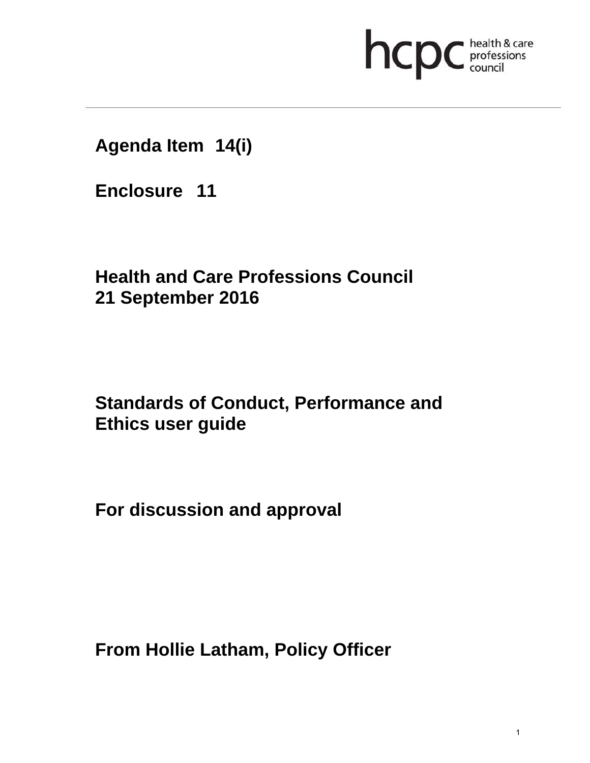hcpc health & care professions council

**Agenda Item 14(i)**

**Enclosure 11**

**Health and Care Professions Council**
**21 September 2016**

# Standards of Conduct, Performance and Ethics user guide

**For discussion and approval**

**From Hollie Latham, Policy Officer**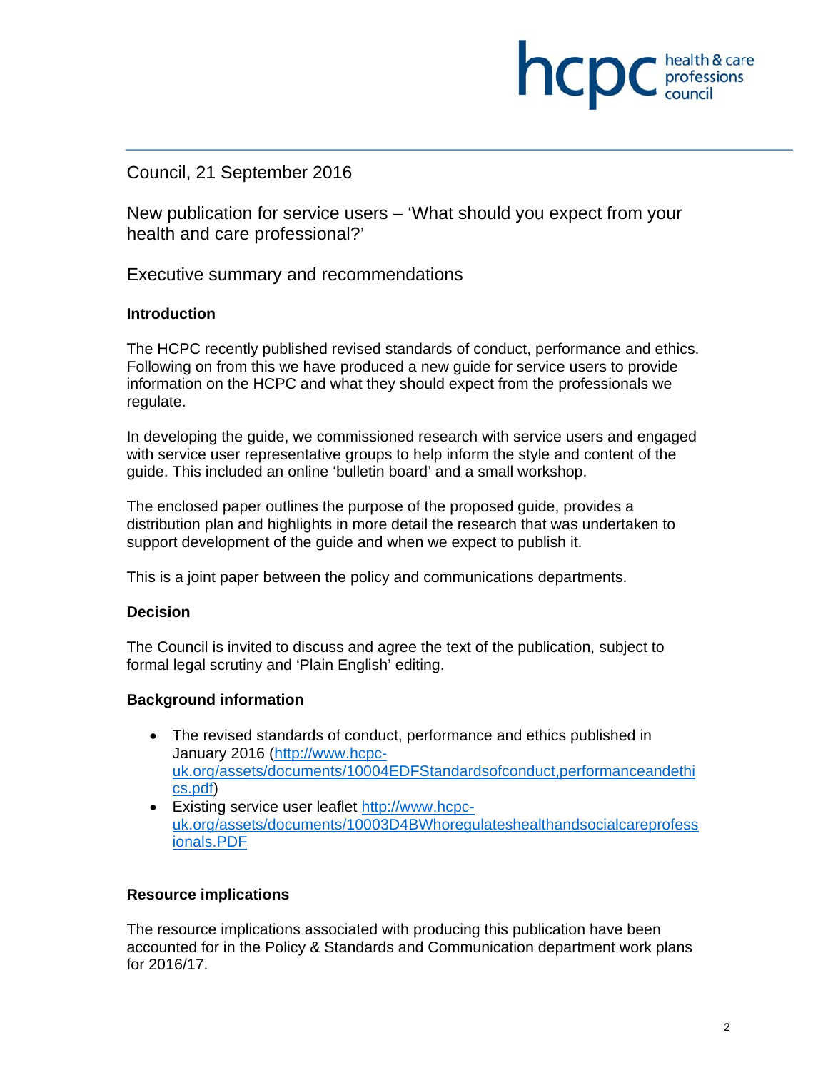Council, 21 September 2016

New publication for service users – 'What should you expect from your health and care professional?'

Executive summary and recommendations

**Introduction**

The HCPC recently published revised standards of conduct, performance and ethics. Following on from this we have produced a new guide for service users to provide information on the HCPC and what they should expect from the professionals we regulate.

In developing the guide, we commissioned research with service users and engaged with service user representative groups to help inform the style and content of the guide. This included an online 'bulletin board' and a small workshop.

The enclosed paper outlines the purpose of the proposed guide, provides a distribution plan and highlights in more detail the research that was undertaken to support development of the guide and when we expect to publish it.

This is a joint paper between the policy and communications departments.

**Decision**

The Council is invited to discuss and agree the text of the publication, subject to formal legal scrutiny and 'Plain English' editing.

**Background information**

- The revised standards of conduct, performance and ethics published in January 2016 (http://www.hcpc-uk.org/assets/documents/10004EDFStandardsofconduct,performanceandethics.pdf)
- Existing service user leaflet http://www.hcpc-uk.org/assets/documents/10003D4BWhoregulateshealthandsocialcareprofessionals.PDF

**Resource implications**

The resource implications associated with producing this publication have been accounted for in the Policy & Standards and Communication department work plans for 2016/17.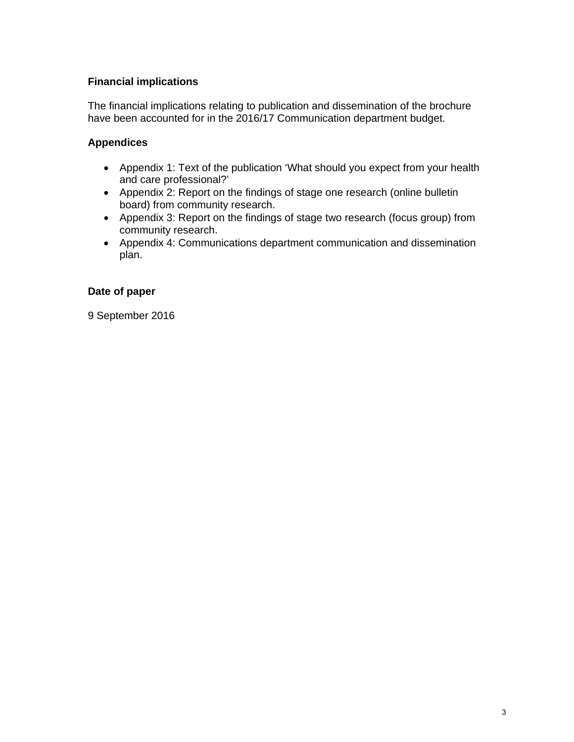### Financial implications

The financial implications relating to publication and dissemination of the brochure have been accounted for in the 2016/17 Communication department budget.

### Appendices

- Appendix 1: Text of the publication 'What should you expect from your health and care professional?'
- Appendix 2: Report on the findings of stage one research (online bulletin board) from community research.
- Appendix 3: Report on the findings of stage two research (focus group) from community research.
- Appendix 4: Communications department communication and dissemination plan.

### Date of paper

9 September 2016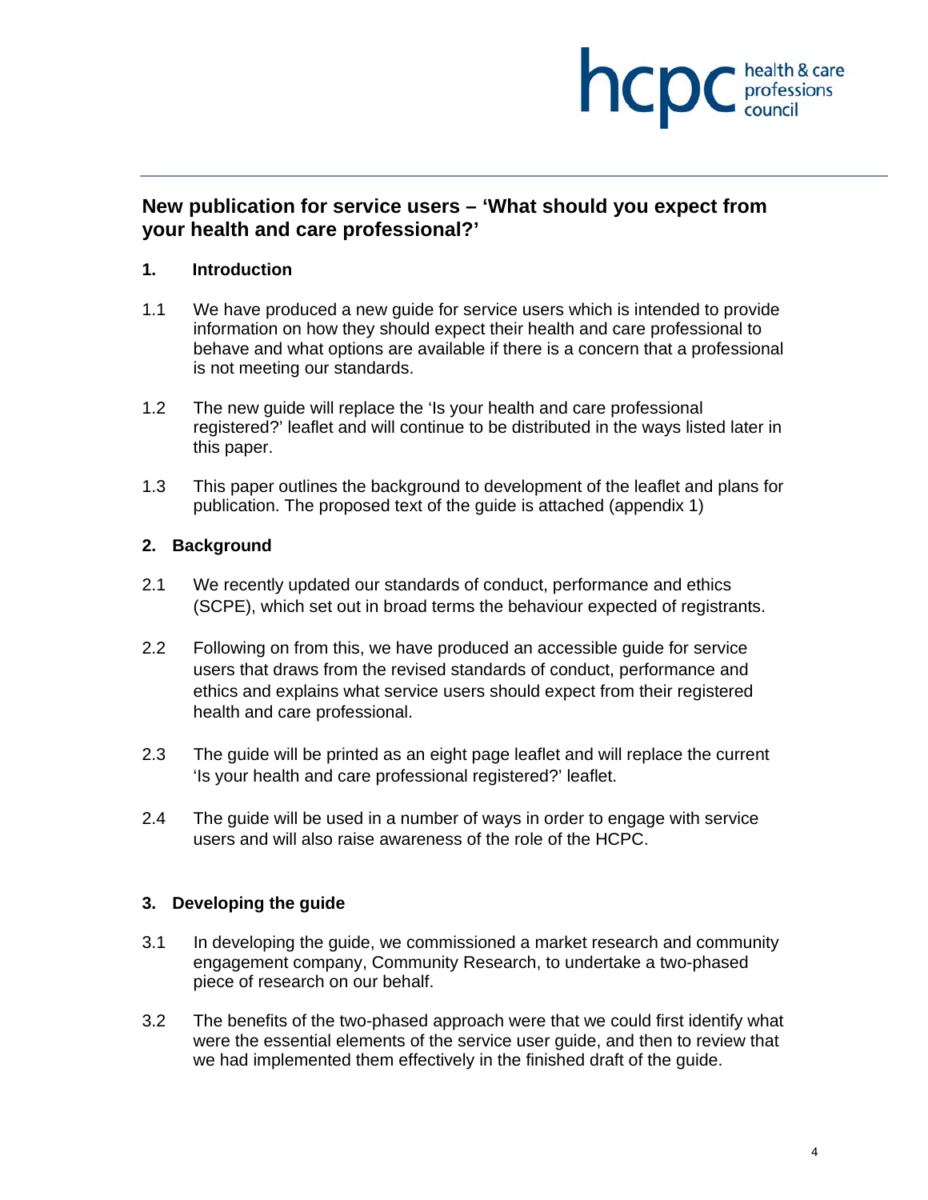# New publication for service users – 'What should you expect from your health and care professional?'

## 1. Introduction

1.1 We have produced a new guide for service users which is intended to provide information on how they should expect their health and care professional to behave and what options are available if there is a concern that a professional is not meeting our standards.

1.2 The new guide will replace the 'Is your health and care professional registered?' leaflet and will continue to be distributed in the ways listed later in this paper.

1.3 This paper outlines the background to development of the leaflet and plans for publication. The proposed text of the guide is attached (appendix 1)

## 2. Background

2.1 We recently updated our standards of conduct, performance and ethics (SCPE), which set out in broad terms the behaviour expected of registrants.

2.2 Following on from this, we have produced an accessible guide for service users that draws from the revised standards of conduct, performance and ethics and explains what service users should expect from their registered health and care professional.

2.3 The guide will be printed as an eight page leaflet and will replace the current 'Is your health and care professional registered?' leaflet.

2.4 The guide will be used in a number of ways in order to engage with service users and will also raise awareness of the role of the HCPC.

## 3. Developing the guide

3.1 In developing the guide, we commissioned a market research and community engagement company, Community Research, to undertake a two-phased piece of research on our behalf.

3.2 The benefits of the two-phased approach were that we could first identify what were the essential elements of the service user guide, and then to review that we had implemented them effectively in the finished draft of the guide.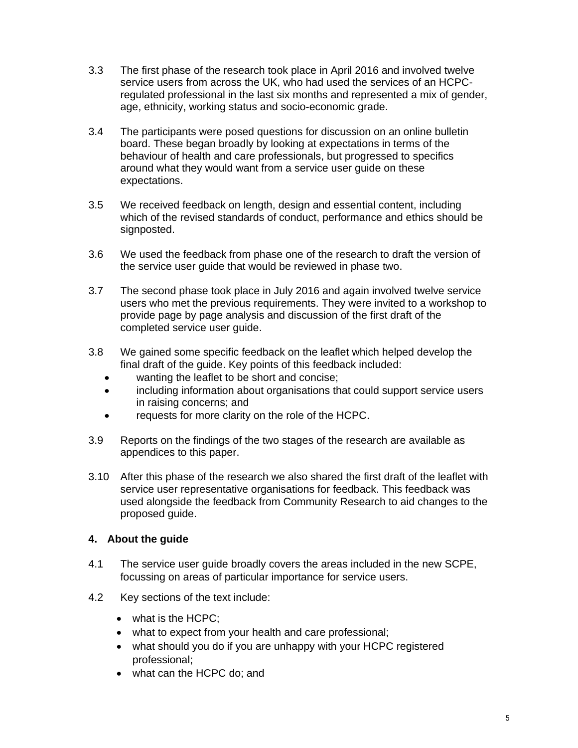3.3 The first phase of the research took place in April 2016 and involved twelve service users from across the UK, who had used the services of an HCPC-regulated professional in the last six months and represented a mix of gender, age, ethnicity, working status and socio-economic grade.

3.4 The participants were posed questions for discussion on an online bulletin board. These began broadly by looking at expectations in terms of the behaviour of health and care professionals, but progressed to specifics around what they would want from a service user guide on these expectations.

3.5 We received feedback on length, design and essential content, including which of the revised standards of conduct, performance and ethics should be signposted.

3.6 We used the feedback from phase one of the research to draft the version of the service user guide that would be reviewed in phase two.

3.7 The second phase took place in July 2016 and again involved twelve service users who met the previous requirements. They were invited to a workshop to provide page by page analysis and discussion of the first draft of the completed service user guide.

3.8 We gained some specific feedback on the leaflet which helped develop the final draft of the guide. Key points of this feedback included:

- wanting the leaflet to be short and concise;
- including information about organisations that could support service users in raising concerns; and
- requests for more clarity on the role of the HCPC.

3.9 Reports on the findings of the two stages of the research are available as appendices to this paper.

3.10 After this phase of the research we also shared the first draft of the leaflet with service user representative organisations for feedback. This feedback was used alongside the feedback from Community Research to aid changes to the proposed guide.

## 4. About the guide

4.1 The service user guide broadly covers the areas included in the new SCPE, focussing on areas of particular importance for service users.

4.2 Key sections of the text include:

- what is the HCPC;
- what to expect from your health and care professional;
- what should you do if you are unhappy with your HCPC registered professional;
- what can the HCPC do; and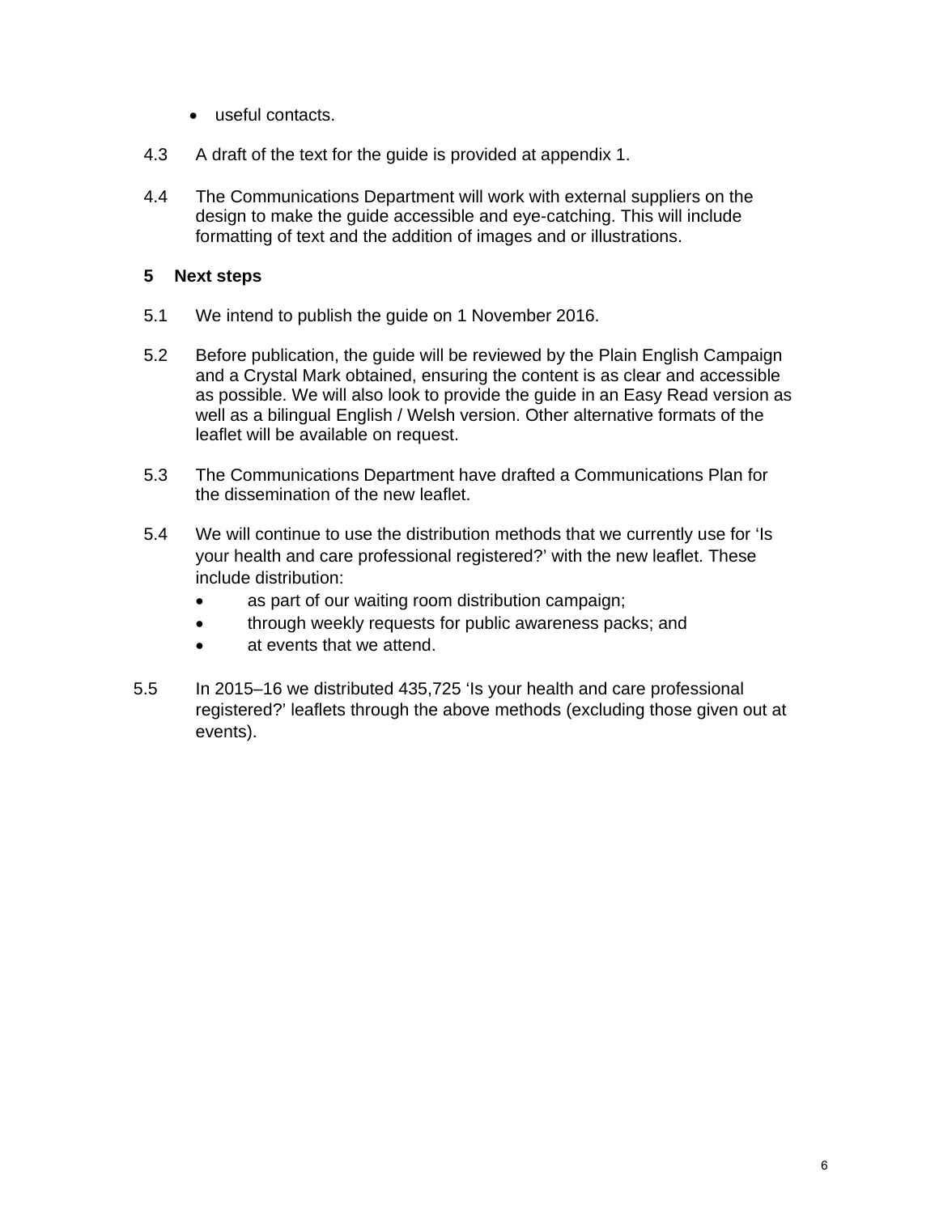- useful contacts.

4.3 A draft of the text for the guide is provided at appendix 1.

4.4 The Communications Department will work with external suppliers on the design to make the guide accessible and eye-catching. This will include formatting of text and the addition of images and or illustrations.

## 5 Next steps

5.1 We intend to publish the guide on 1 November 2016.

5.2 Before publication, the guide will be reviewed by the Plain English Campaign and a Crystal Mark obtained, ensuring the content is as clear and accessible as possible. We will also look to provide the guide in an Easy Read version as well as a bilingual English / Welsh version. Other alternative formats of the leaflet will be available on request.

5.3 The Communications Department have drafted a Communications Plan for the dissemination of the new leaflet.

5.4 We will continue to use the distribution methods that we currently use for 'Is your health and care professional registered?' with the new leaflet. These include distribution:

- as part of our waiting room distribution campaign;
- through weekly requests for public awareness packs; and
- at events that we attend.

5.5 In 2015–16 we distributed 435,725 'Is your health and care professional registered?' leaflets through the above methods (excluding those given out at events).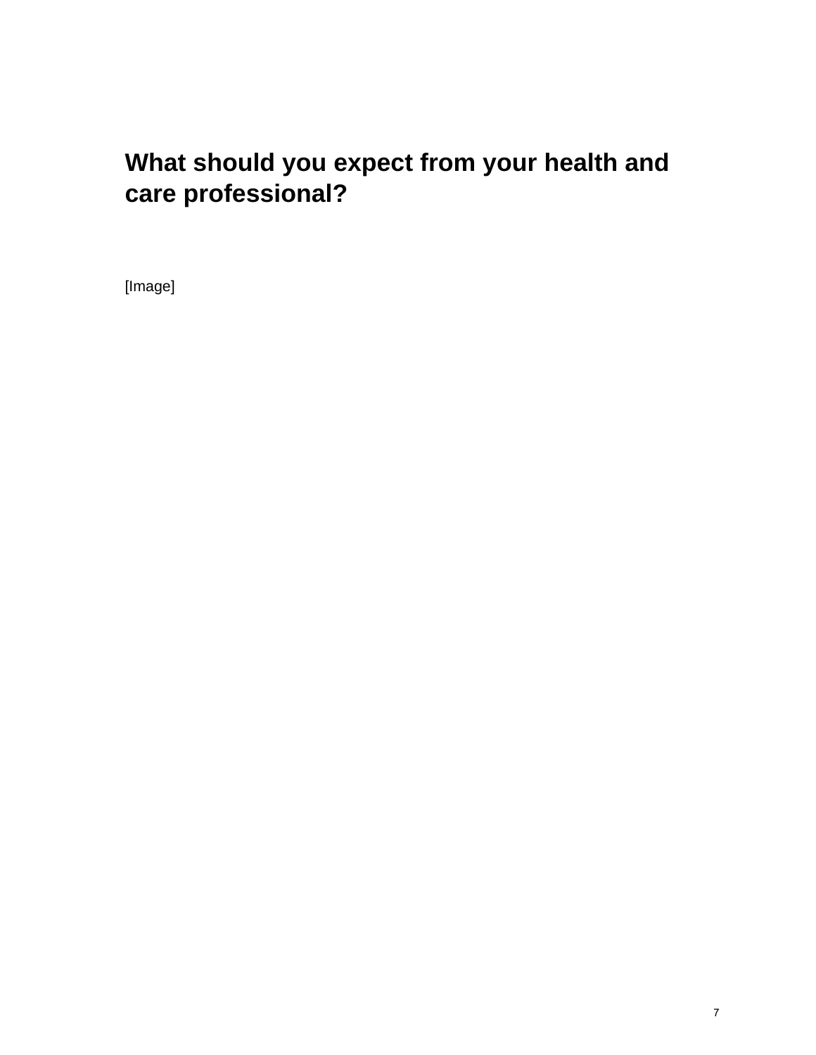# What should you expect from your health and care professional?

[Image]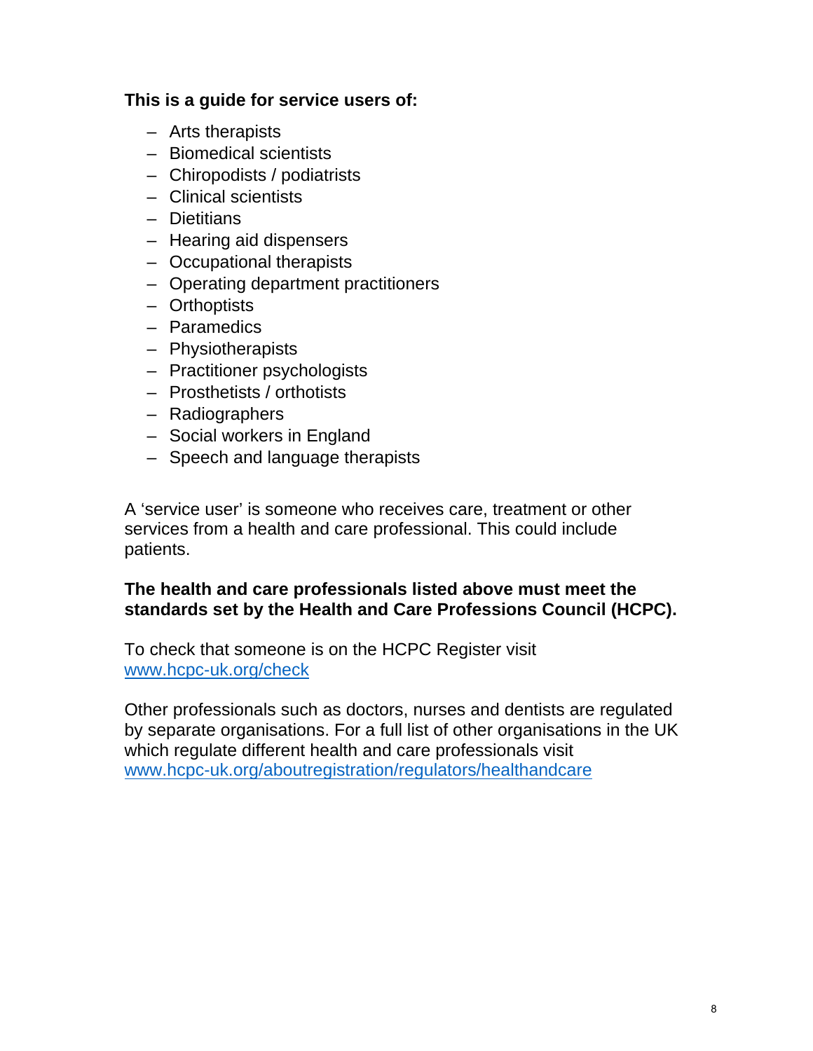**This is a guide for service users of:**

- Arts therapists
- Biomedical scientists
- Chiropodists / podiatrists
- Clinical scientists
- Dietitians
- Hearing aid dispensers
- Occupational therapists
- Operating department practitioners
- Orthoptists
- Paramedics
- Physiotherapists
- Practitioner psychologists
- Prosthetists / orthotists
- Radiographers
- Social workers in England
- Speech and language therapists

A 'service user' is someone who receives care, treatment or other services from a health and care professional. This could include patients.

**The health and care professionals listed above must meet the standards set by the Health and Care Professions Council (HCPC).**

To check that someone is on the HCPC Register visit [www.hcpc-uk.org/check](http://www.hcpc-uk.org/check)

Other professionals such as doctors, nurses and dentists are regulated by separate organisations. For a full list of other organisations in the UK which regulate different health and care professionals visit [www.hcpc-uk.org/aboutregistration/regulators/healthandcare](http://www.hcpc-uk.org/aboutregistration/regulators/healthandcare)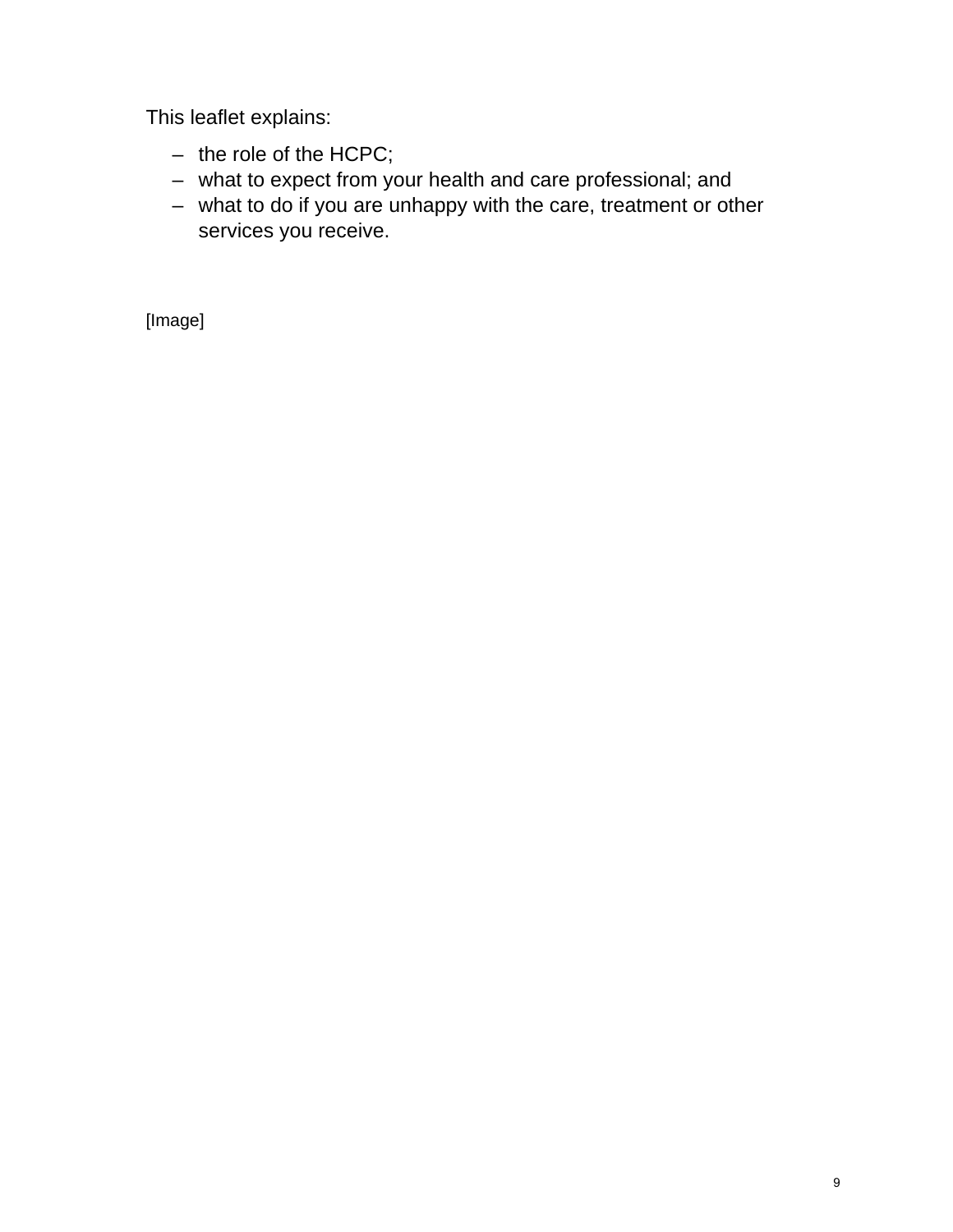This leaflet explains:

- the role of the HCPC;
- what to expect from your health and care professional; and
- what to do if you are unhappy with the care, treatment or other services you receive.

[Image]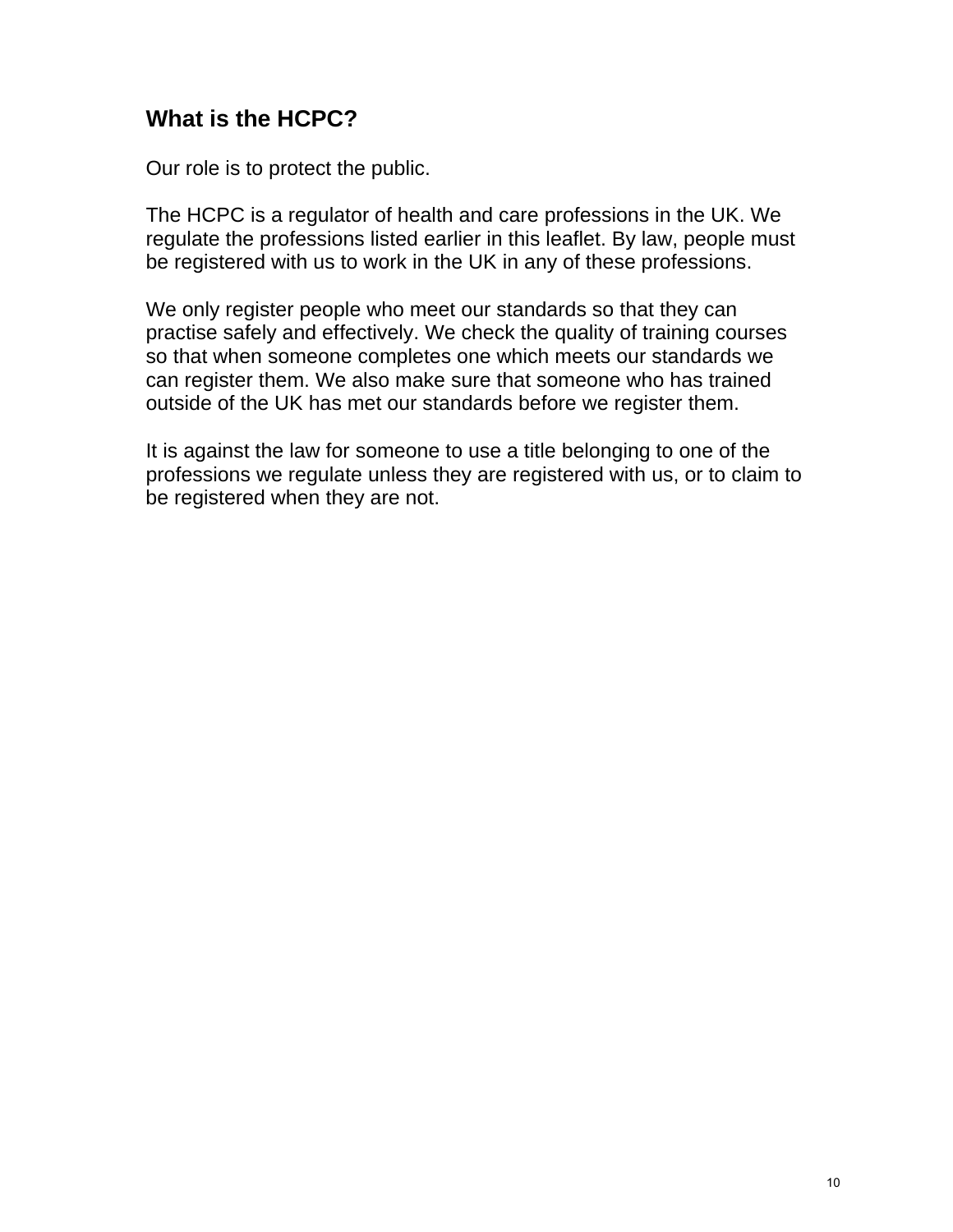## What is the HCPC?

Our role is to protect the public.

The HCPC is a regulator of health and care professions in the UK. We regulate the professions listed earlier in this leaflet. By law, people must be registered with us to work in the UK in any of these professions.

We only register people who meet our standards so that they can practise safely and effectively. We check the quality of training courses so that when someone completes one which meets our standards we can register them. We also make sure that someone who has trained outside of the UK has met our standards before we register them.

It is against the law for someone to use a title belonging to one of the professions we regulate unless they are registered with us, or to claim to be registered when they are not.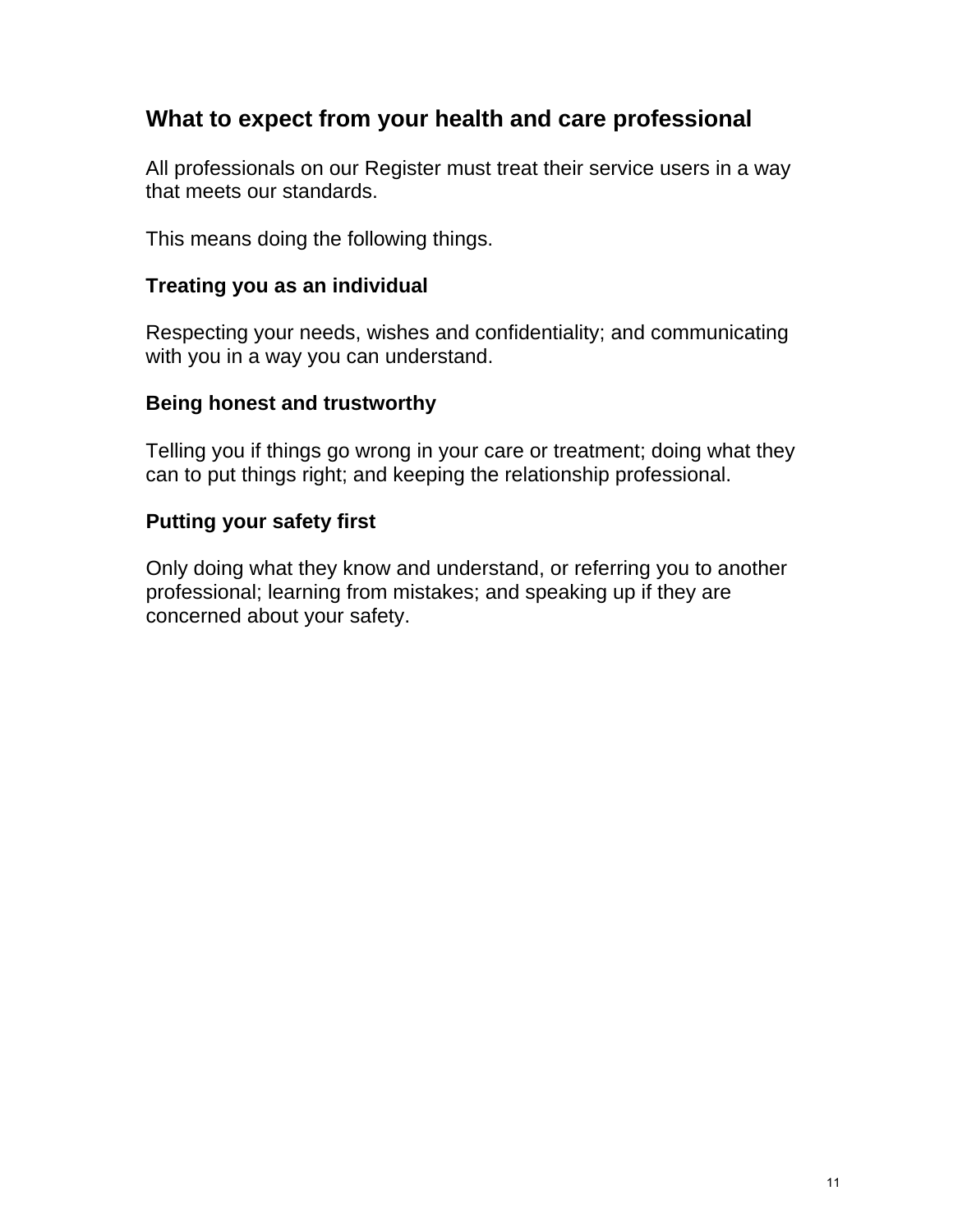## What to expect from your health and care professional

All professionals on our Register must treat their service users in a way that meets our standards.

This means doing the following things.

### Treating you as an individual

Respecting your needs, wishes and confidentiality; and communicating with you in a way you can understand.

### Being honest and trustworthy

Telling you if things go wrong in your care or treatment; doing what they can to put things right; and keeping the relationship professional.

### Putting your safety first

Only doing what they know and understand, or referring you to another professional; learning from mistakes; and speaking up if they are concerned about your safety.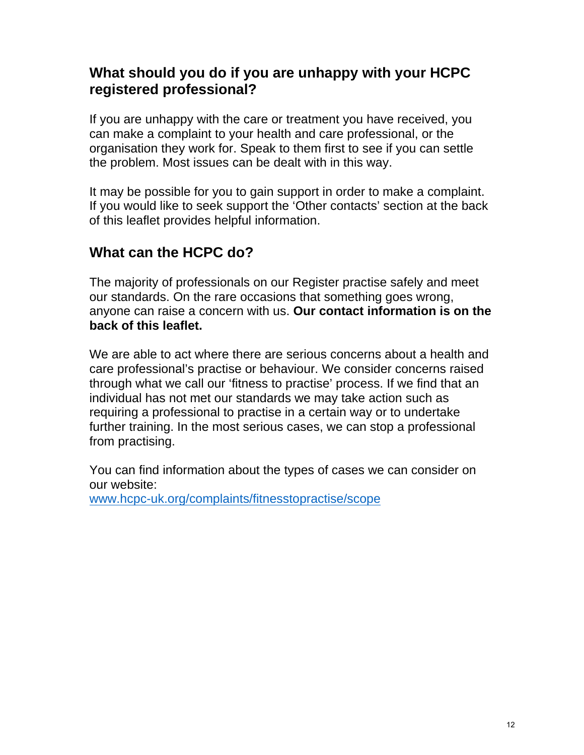## What should you do if you are unhappy with your HCPC registered professional?

If you are unhappy with the care or treatment you have received, you can make a complaint to your health and care professional, or the organisation they work for. Speak to them first to see if you can settle the problem. Most issues can be dealt with in this way.

It may be possible for you to gain support in order to make a complaint. If you would like to seek support the 'Other contacts' section at the back of this leaflet provides helpful information.

## What can the HCPC do?

The majority of professionals on our Register practise safely and meet our standards. On the rare occasions that something goes wrong, anyone can raise a concern with us. **Our contact information is on the back of this leaflet.**

We are able to act where there are serious concerns about a health and care professional's practise or behaviour. We consider concerns raised through what we call our 'fitness to practise' process. If we find that an individual has not met our standards we may take action such as requiring a professional to practise in a certain way or to undertake further training. In the most serious cases, we can stop a professional from practising.

You can find information about the types of cases we can consider on our website:
[www.hcpc-uk.org/complaints/fitnesstopractise/scope](www.hcpc-uk.org/complaints/fitnesstopractise/scope)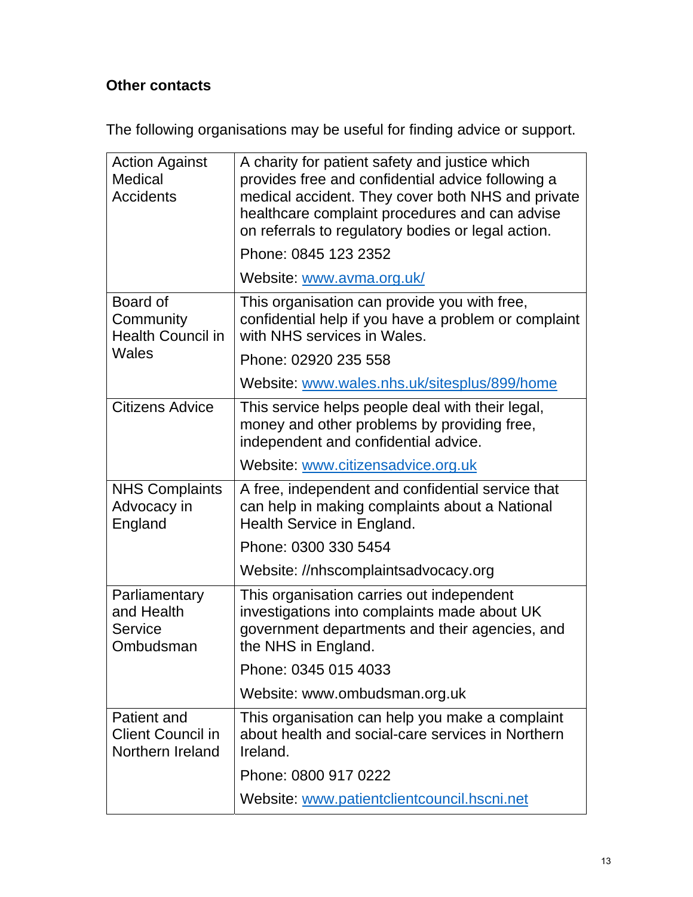**Other contacts**

The following organisations may be useful for finding advice or support.

| | |
|---|---|
| Action Against Medical Accidents | A charity for patient safety and justice which provides free and confidential advice following a medical accident. They cover both NHS and private healthcare complaint procedures and can advise on referrals to regulatory bodies or legal action.<br><br>Phone: 0845 123 2352<br><br>Website: www.avma.org.uk/ |
| Board of Community Health Council in Wales | This organisation can provide you with free, confidential help if you have a problem or complaint with NHS services in Wales.<br><br>Phone: 02920 235 558<br><br>Website: www.wales.nhs.uk/sitesplus/899/home |
| Citizens Advice | This service helps people deal with their legal, money and other problems by providing free, independent and confidential advice.<br><br>Website: www.citizensadvice.org.uk |
| NHS Complaints Advocacy in England | A free, independent and confidential service that can help in making complaints about a National Health Service in England.<br><br>Phone: 0300 330 5454<br><br>Website: //nhscomplaintsadvocacy.org |
| Parliamentary and Health Service Ombudsman | This organisation carries out independent investigations into complaints made about UK government departments and their agencies, and the NHS in England.<br><br>Phone: 0345 015 4033<br><br>Website: www.ombudsman.org.uk |
| Patient and Client Council in Northern Ireland | This organisation can help you make a complaint about health and social-care services in Northern Ireland.<br><br>Phone: 0800 917 0222<br><br>Website: www.patientclientcouncil.hscni.net |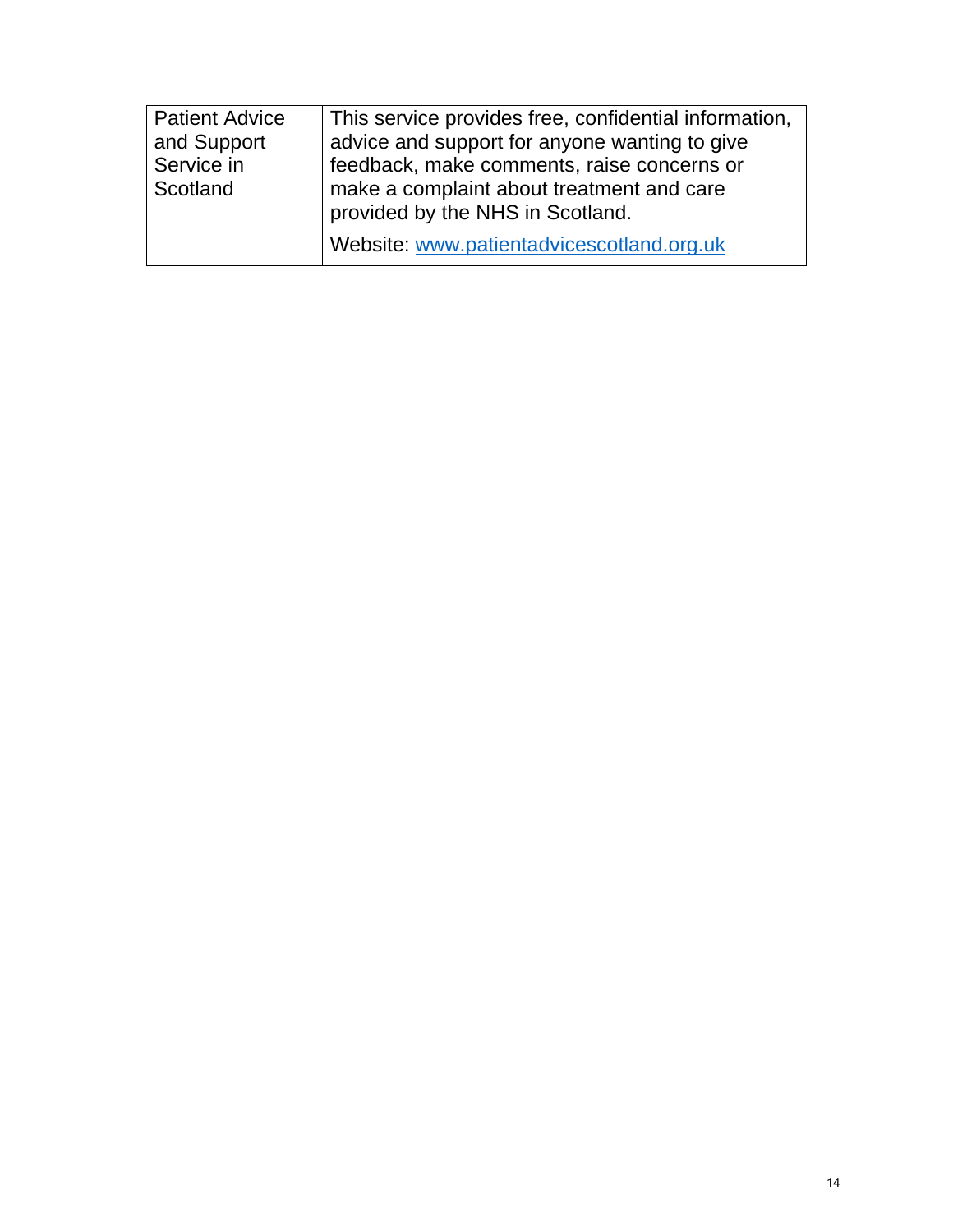| Patient Advice and Support Service in Scotland | This service provides free, confidential information, advice and support for anyone wanting to give feedback, make comments, raise concerns or make a complaint about treatment and care provided by the NHS in Scotland.<br><br>Website: [www.patientadvicescotland.org.uk](http://www.patientadvicescotland.org.uk) |
|---|---|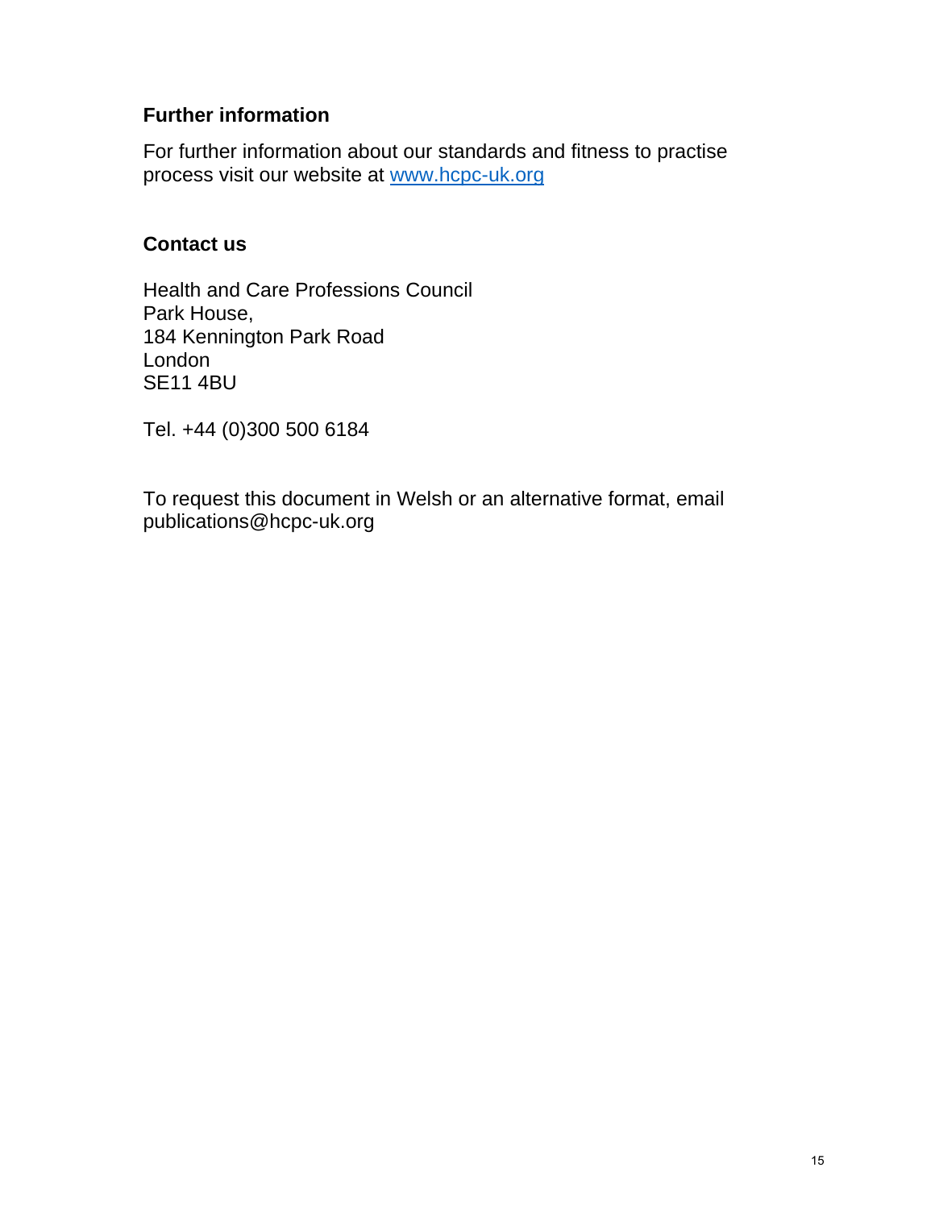## Further information

For further information about our standards and fitness to practise process visit our website at [www.hcpc-uk.org](http://www.hcpc-uk.org)

## Contact us

Health and Care Professions Council
Park House,
184 Kennington Park Road
London
SE11 4BU

Tel. +44 (0)300 500 6184

To request this document in Welsh or an alternative format, email publications@hcpc-uk.org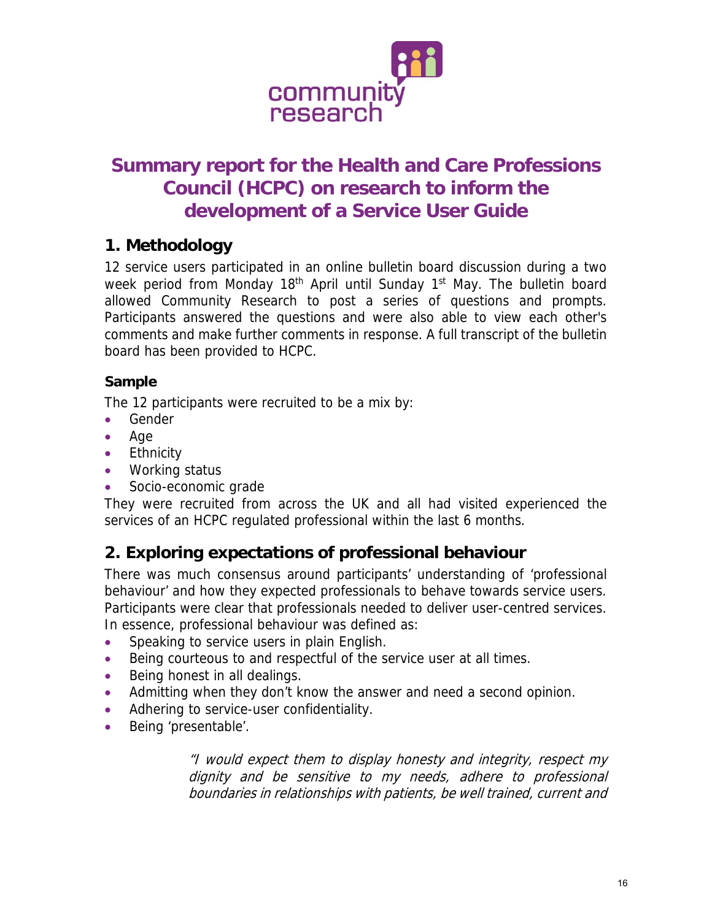community research

# Summary report for the Health and Care Professions Council (HCPC) on research to inform the development of a Service User Guide

## 1. Methodology

12 service users participated in an online bulletin board discussion during a two week period from Monday 18th April until Sunday 1st May. The bulletin board allowed Community Research to post a series of questions and prompts. Participants answered the questions and were also able to view each other's comments and make further comments in response. A full transcript of the bulletin board has been provided to HCPC.

### Sample

The 12 participants were recruited to be a mix by:

- Gender
- Age
- Ethnicity
- Working status
- Socio-economic grade

They were recruited from across the UK and all had visited experienced the services of an HCPC regulated professional within the last 6 months.

## 2. Exploring expectations of professional behaviour

There was much consensus around participants' understanding of 'professional behaviour' and how they expected professionals to behave towards service users. Participants were clear that professionals needed to deliver user-centred services. In essence, professional behaviour was defined as:

- Speaking to service users in plain English.
- Being courteous to and respectful of the service user at all times.
- Being honest in all dealings.
- Admitting when they don't know the answer and need a second opinion.
- Adhering to service-user confidentiality.
- Being 'presentable'.

> *"I would expect them to display honesty and integrity, respect my dignity and be sensitive to my needs, adhere to professional boundaries in relationships with patients, be well trained, current and*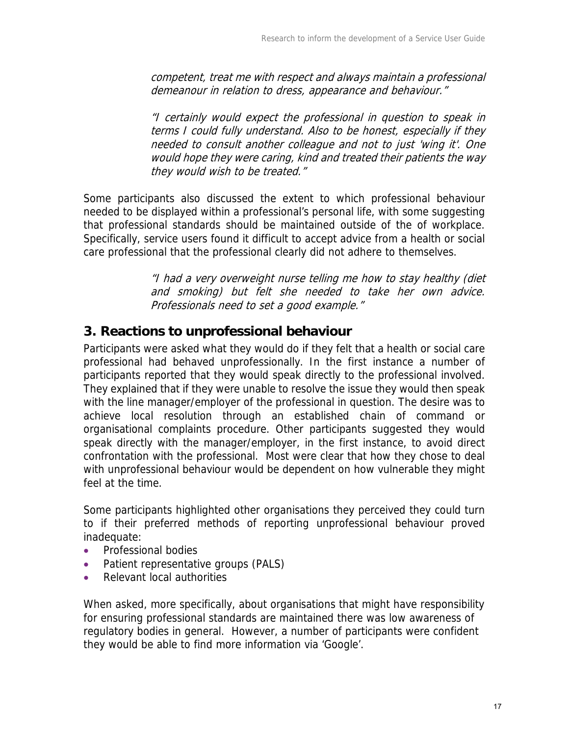*competent, treat me with respect and always maintain a professional demeanour in relation to dress, appearance and behaviour."*

*"I certainly would expect the professional in question to speak in terms I could fully understand. Also to be honest, especially if they needed to consult another colleague and not to just 'wing it'. One would hope they were caring, kind and treated their patients the way they would wish to be treated."*

Some participants also discussed the extent to which professional behaviour needed to be displayed within a professional's personal life, with some suggesting that professional standards should be maintained outside of the of workplace. Specifically, service users found it difficult to accept advice from a health or social care professional that the professional clearly did not adhere to themselves.

*"I had a very overweight nurse telling me how to stay healthy (diet and smoking) but felt she needed to take her own advice. Professionals need to set a good example."*

## 3. Reactions to unprofessional behaviour

Participants were asked what they would do if they felt that a health or social care professional had behaved unprofessionally. In the first instance a number of participants reported that they would speak directly to the professional involved. They explained that if they were unable to resolve the issue they would then speak with the line manager/employer of the professional in question. The desire was to achieve local resolution through an established chain of command or organisational complaints procedure. Other participants suggested they would speak directly with the manager/employer, in the first instance, to avoid direct confrontation with the professional. Most were clear that how they chose to deal with unprofessional behaviour would be dependent on how vulnerable they might feel at the time.

Some participants highlighted other organisations they perceived they could turn to if their preferred methods of reporting unprofessional behaviour proved inadequate:

- Professional bodies
- Patient representative groups (PALS)
- Relevant local authorities

When asked, more specifically, about organisations that might have responsibility for ensuring professional standards are maintained there was low awareness of regulatory bodies in general. However, a number of participants were confident they would be able to find more information via 'Google'.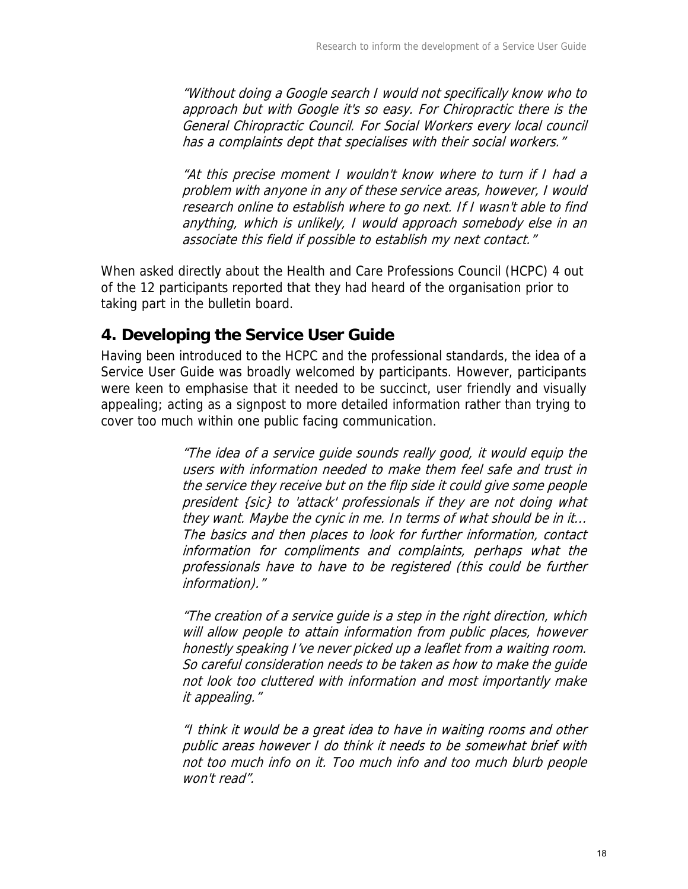> *"Without doing a Google search I would not specifically know who to approach but with Google it's so easy. For Chiropractic there is the General Chiropractic Council. For Social Workers every local council has a complaints dept that specialises with their social workers."*

> *"At this precise moment I wouldn't know where to turn if I had a problem with anyone in any of these service areas, however, I would research online to establish where to go next. If I wasn't able to find anything, which is unlikely, I would approach somebody else in an associate this field if possible to establish my next contact."*

When asked directly about the Health and Care Professions Council (HCPC) 4 out of the 12 participants reported that they had heard of the organisation prior to taking part in the bulletin board.

## 4. Developing the Service User Guide

Having been introduced to the HCPC and the professional standards, the idea of a Service User Guide was broadly welcomed by participants. However, participants were keen to emphasise that it needed to be succinct, user friendly and visually appealing; acting as a signpost to more detailed information rather than trying to cover too much within one public facing communication.

> *"The idea of a service guide sounds really good, it would equip the users with information needed to make them feel safe and trust in the service they receive but on the flip side it could give some people president {sic} to 'attack' professionals if they are not doing what they want. Maybe the cynic in me. In terms of what should be in it… The basics and then places to look for further information, contact information for compliments and complaints, perhaps what the professionals have to have to be registered (this could be further information)."*

> *"The creation of a service guide is a step in the right direction, which will allow people to attain information from public places, however honestly speaking I've never picked up a leaflet from a waiting room. So careful consideration needs to be taken as how to make the guide not look too cluttered with information and most importantly make it appealing."*

> *"I think it would be a great idea to have in waiting rooms and other public areas however I do think it needs to be somewhat brief with not too much info on it. Too much info and too much blurb people won't read".*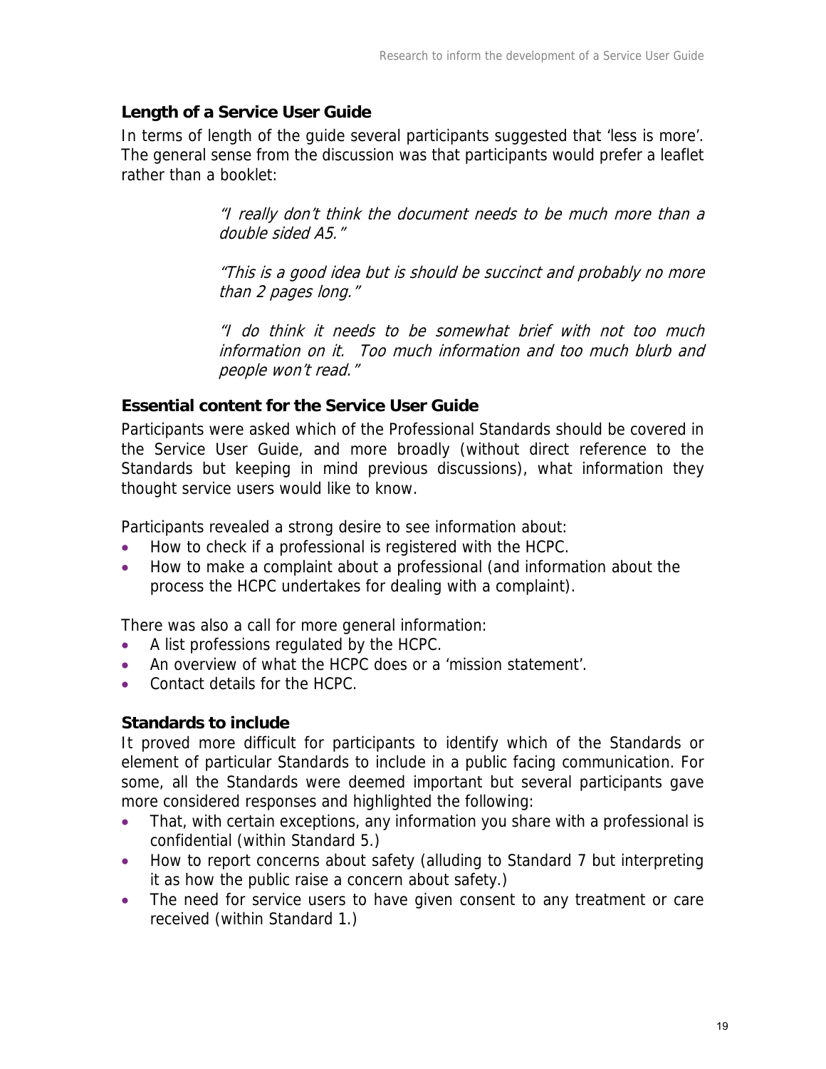### Length of a Service User Guide

In terms of length of the guide several participants suggested that 'less is more'. The general sense from the discussion was that participants would prefer a leaflet rather than a booklet:

> *"I really don't think the document needs to be much more than a double sided A5."*
>
> *"This is a good idea but is should be succinct and probably no more than 2 pages long."*
>
> *"I do think it needs to be somewhat brief with not too much information on it. Too much information and too much blurb and people won't read."*

### Essential content for the Service User Guide

Participants were asked which of the Professional Standards should be covered in the Service User Guide, and more broadly (without direct reference to the Standards but keeping in mind previous discussions), what information they thought service users would like to know.

Participants revealed a strong desire to see information about:

- How to check if a professional is registered with the HCPC.
- How to make a complaint about a professional (and information about the process the HCPC undertakes for dealing with a complaint).

There was also a call for more general information:

- A list professions regulated by the HCPC.
- An overview of what the HCPC does or a 'mission statement'.
- Contact details for the HCPC.

### Standards to include

It proved more difficult for participants to identify which of the Standards or element of particular Standards to include in a public facing communication. For some, all the Standards were deemed important but several participants gave more considered responses and highlighted the following:

- That, with certain exceptions, any information you share with a professional is confidential (within Standard 5.)
- How to report concerns about safety (alluding to Standard 7 but interpreting it as how the public raise a concern about safety.)
- The need for service users to have given consent to any treatment or care received (within Standard 1.)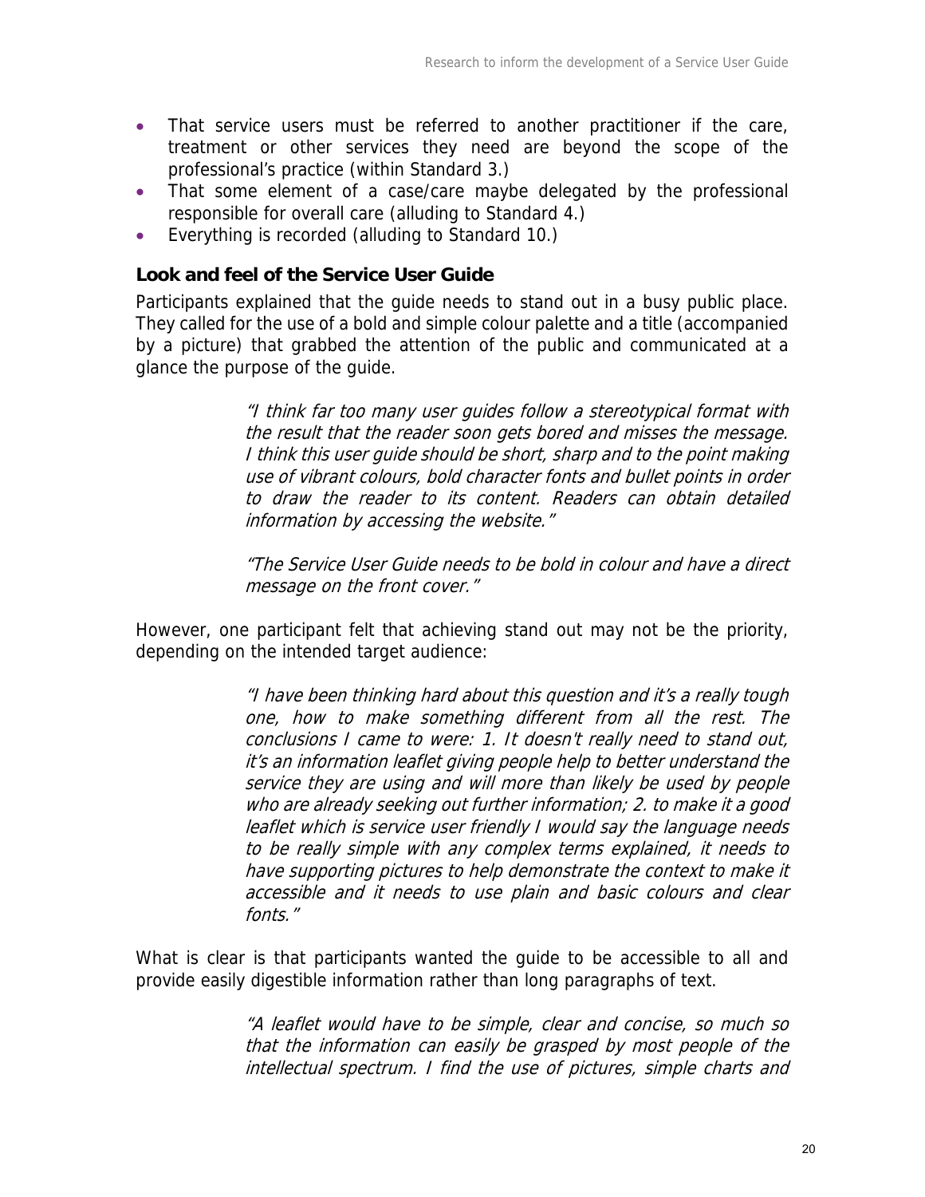- That service users must be referred to another practitioner if the care, treatment or other services they need are beyond the scope of the professional's practice (within Standard 3.)
- That some element of a case/care maybe delegated by the professional responsible for overall care (alluding to Standard 4.)
- Everything is recorded (alluding to Standard 10.)

### Look and feel of the Service User Guide

Participants explained that the guide needs to stand out in a busy public place. They called for the use of a bold and simple colour palette and a title (accompanied by a picture) that grabbed the attention of the public and communicated at a glance the purpose of the guide.

> *"I think far too many user guides follow a stereotypical format with the result that the reader soon gets bored and misses the message. I think this user guide should be short, sharp and to the point making use of vibrant colours, bold character fonts and bullet points in order to draw the reader to its content. Readers can obtain detailed information by accessing the website."*

> *"The Service User Guide needs to be bold in colour and have a direct message on the front cover."*

However, one participant felt that achieving stand out may not be the priority, depending on the intended target audience:

> *"I have been thinking hard about this question and it's a really tough one, how to make something different from all the rest. The conclusions I came to were: 1. It doesn't really need to stand out, it's an information leaflet giving people help to better understand the service they are using and will more than likely be used by people who are already seeking out further information; 2. to make it a good leaflet which is service user friendly I would say the language needs to be really simple with any complex terms explained, it needs to have supporting pictures to help demonstrate the context to make it accessible and it needs to use plain and basic colours and clear fonts."*

What is clear is that participants wanted the guide to be accessible to all and provide easily digestible information rather than long paragraphs of text.

> *"A leaflet would have to be simple, clear and concise, so much so that the information can easily be grasped by most people of the intellectual spectrum. I find the use of pictures, simple charts and*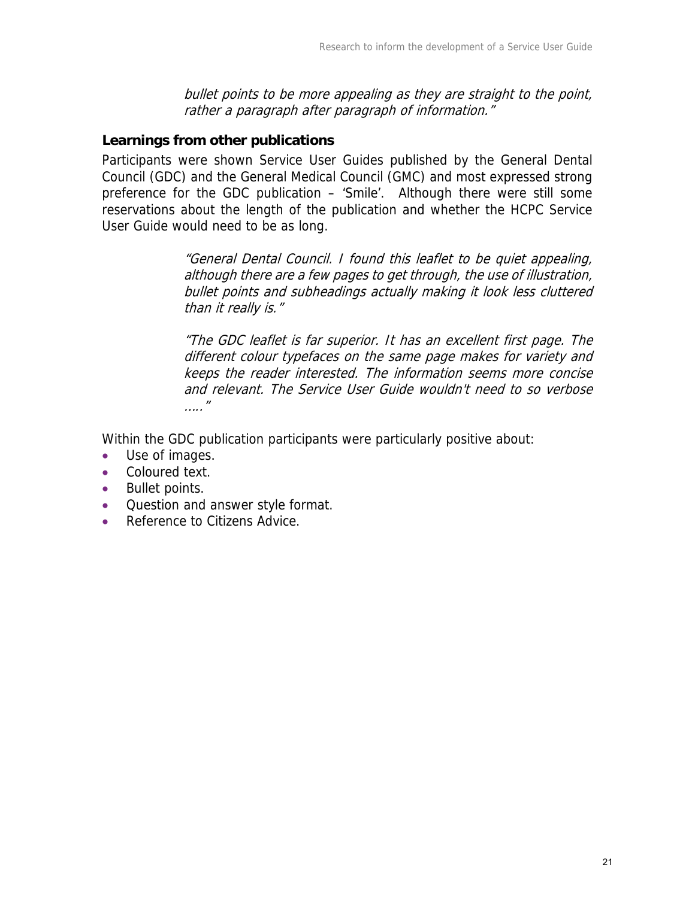*bullet points to be more appealing as they are straight to the point, rather a paragraph after paragraph of information."*

### Learnings from other publications

Participants were shown Service User Guides published by the General Dental Council (GDC) and the General Medical Council (GMC) and most expressed strong preference for the GDC publication – 'Smile'. Although there were still some reservations about the length of the publication and whether the HCPC Service User Guide would need to be as long.

> *"General Dental Council. I found this leaflet to be quiet appealing, although there are a few pages to get through, the use of illustration, bullet points and subheadings actually making it look less cluttered than it really is."*
>
> *"The GDC leaflet is far superior. It has an excellent first page. The different colour typefaces on the same page makes for variety and keeps the reader interested. The information seems more concise and relevant. The Service User Guide wouldn't need to so verbose ….."*

Within the GDC publication participants were particularly positive about:

- Use of images.
- Coloured text.
- Bullet points.
- Question and answer style format.
- Reference to Citizens Advice.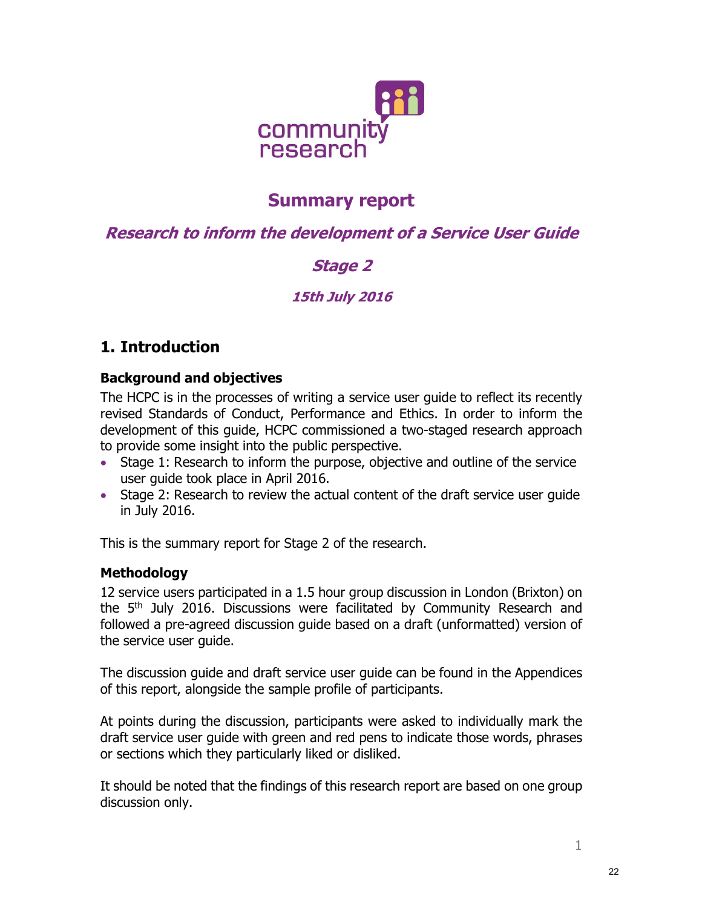community research

# Summary report

## *Research to inform the development of a Service User Guide*

## *Stage 2*

### *15th July 2016*

## 1. Introduction

### Background and objectives

The HCPC is in the processes of writing a service user guide to reflect its recently revised Standards of Conduct, Performance and Ethics. In order to inform the development of this guide, HCPC commissioned a two-staged research approach to provide some insight into the public perspective.

- Stage 1: Research to inform the purpose, objective and outline of the service user guide took place in April 2016.
- Stage 2: Research to review the actual content of the draft service user guide in July 2016.

This is the summary report for Stage 2 of the research.

### Methodology

12 service users participated in a 1.5 hour group discussion in London (Brixton) on the 5th July 2016. Discussions were facilitated by Community Research and followed a pre-agreed discussion guide based on a draft (unformatted) version of the service user guide.

The discussion guide and draft service user guide can be found in the Appendices of this report, alongside the sample profile of participants.

At points during the discussion, participants were asked to individually mark the draft service user guide with green and red pens to indicate those words, phrases or sections which they particularly liked or disliked.

It should be noted that the findings of this research report are based on one group discussion only.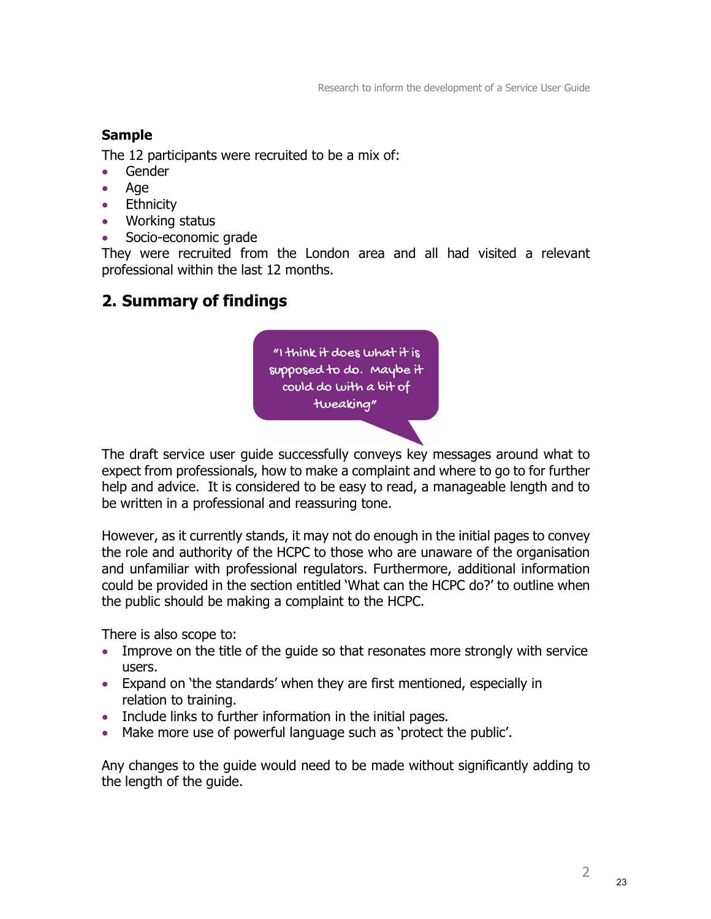**Sample**

The 12 participants were recruited to be a mix of:

- Gender
- Age
- Ethnicity
- Working status
- Socio-economic grade

They were recruited from the London area and all had visited a relevant professional within the last 12 months.

## 2. Summary of findings

"I think it does what it is supposed to do. Maybe it could do with a bit of tweaking"

The draft service user guide successfully conveys key messages around what to expect from professionals, how to make a complaint and where to go to for further help and advice. It is considered to be easy to read, a manageable length and to be written in a professional and reassuring tone.

However, as it currently stands, it may not do enough in the initial pages to convey the role and authority of the HCPC to those who are unaware of the organisation and unfamiliar with professional regulators. Furthermore, additional information could be provided in the section entitled 'What can the HCPC do?' to outline when the public should be making a complaint to the HCPC.

There is also scope to:

- Improve on the title of the guide so that resonates more strongly with service users.
- Expand on 'the standards' when they are first mentioned, especially in relation to training.
- Include links to further information in the initial pages.
- Make more use of powerful language such as 'protect the public'.

Any changes to the guide would need to be made without significantly adding to the length of the guide.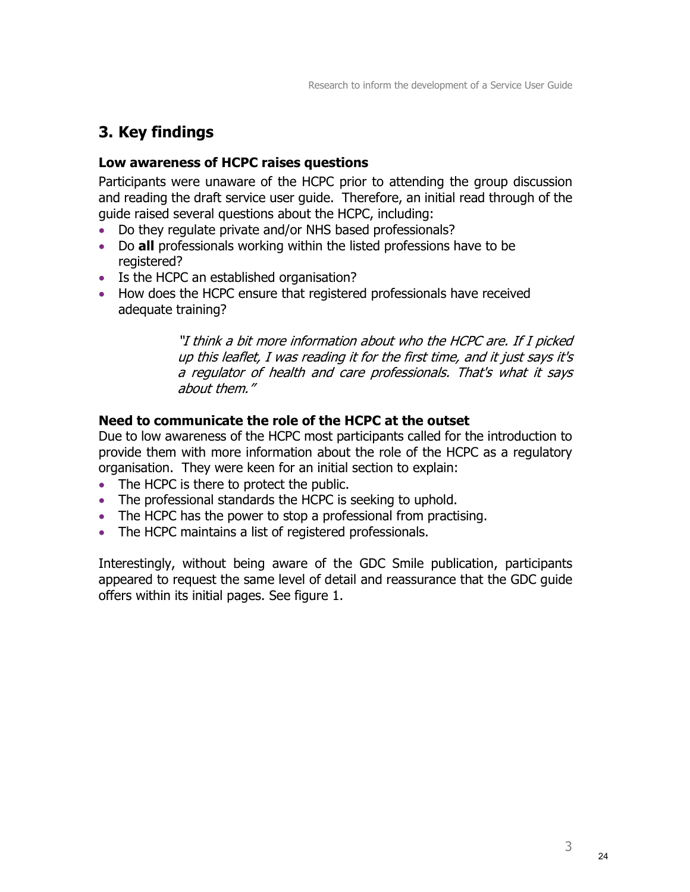## 3. Key findings

### Low awareness of HCPC raises questions

Participants were unaware of the HCPC prior to attending the group discussion and reading the draft service user guide. Therefore, an initial read through of the guide raised several questions about the HCPC, including:

- Do they regulate private and/or NHS based professionals?
- Do **all** professionals working within the listed professions have to be registered?
- Is the HCPC an established organisation?
- How does the HCPC ensure that registered professionals have received adequate training?

> *"I think a bit more information about who the HCPC are. If I picked up this leaflet, I was reading it for the first time, and it just says it's a regulator of health and care professionals. That's what it says about them."*

### Need to communicate the role of the HCPC at the outset

Due to low awareness of the HCPC most participants called for the introduction to provide them with more information about the role of the HCPC as a regulatory organisation. They were keen for an initial section to explain:

- The HCPC is there to protect the public.
- The professional standards the HCPC is seeking to uphold.
- The HCPC has the power to stop a professional from practising.
- The HCPC maintains a list of registered professionals.

Interestingly, without being aware of the GDC Smile publication, participants appeared to request the same level of detail and reassurance that the GDC guide offers within its initial pages. See figure 1.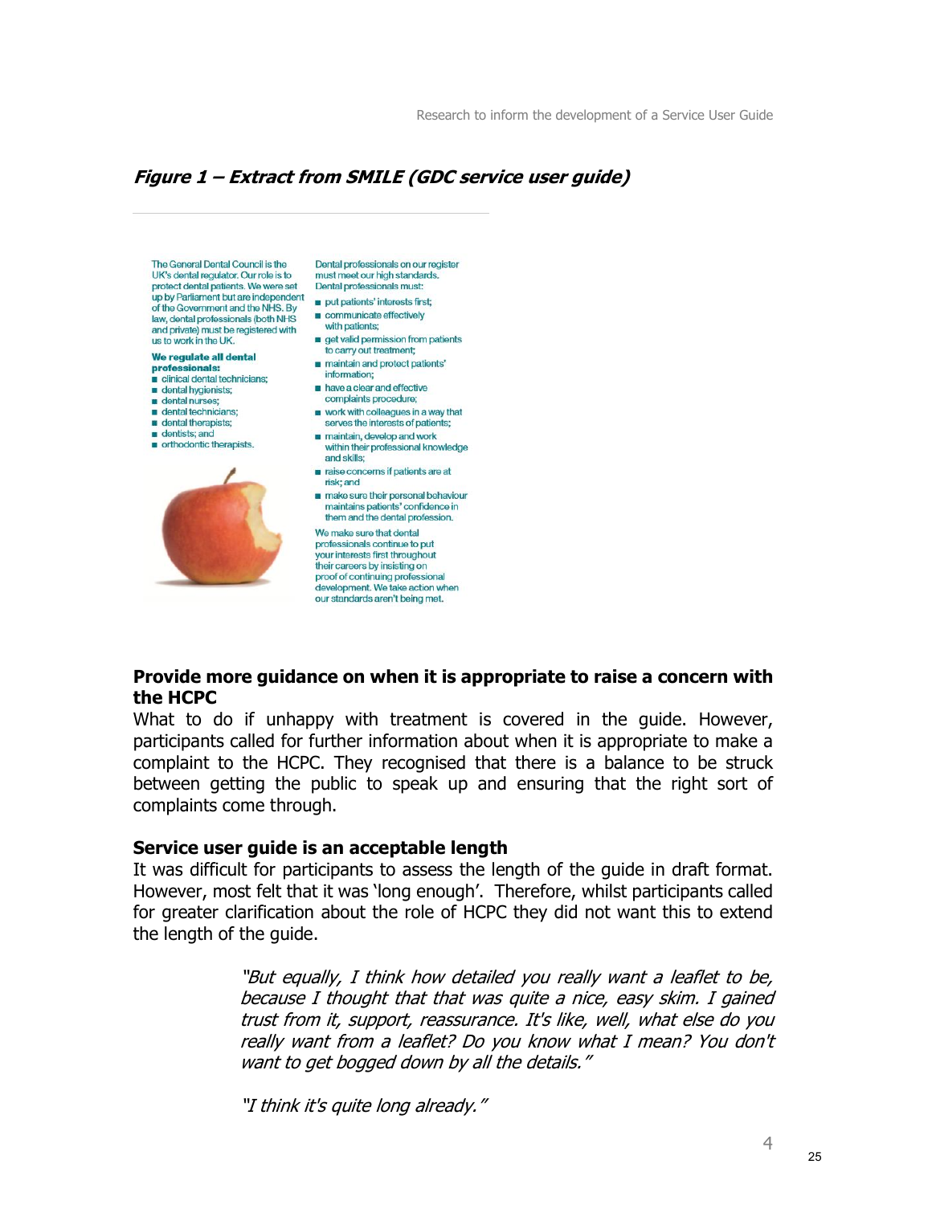***Figure 1 – Extract from SMILE (GDC service user guide)***

The General Dental Council is the UK's dental regulator. Our role is to protect dental patients. We were set up by Parliament but are independent of the Government and the NHS. By law, dental professionals (both NHS and private) must be registered with us to work in the UK.

**We regulate all dental professionals:**

- clinical dental technicians;
- dental hygienists;
- dental nurses;
- dental technicians;
- dental therapists;
- dentists; and
- orthodontic therapists.

Dental professionals on our register must meet our high standards. Dental professionals must:

- put patients' interests first;
- communicate effectively with patients;
- get valid permission from patients to carry out treatment;
- maintain and protect patients' information;
- have a clear and effective complaints procedure;
- work with colleagues in a way that serves the interests of patients;
- maintain, develop and work within their professional knowledge and skills;
- raise concerns if patients are at risk; and
- make sure their personal behaviour maintains patients' confidence in them and the dental profession.

We make sure that dental professionals continue to put your interests first throughout their careers by insisting on proof of continuing professional development. We take action when our standards aren't being met.

### Provide more guidance on when it is appropriate to raise a concern with the HCPC

What to do if unhappy with treatment is covered in the guide. However, participants called for further information about when it is appropriate to make a complaint to the HCPC. They recognised that there is a balance to be struck between getting the public to speak up and ensuring that the right sort of complaints come through.

### Service user guide is an acceptable length

It was difficult for participants to assess the length of the guide in draft format. However, most felt that it was 'long enough'. Therefore, whilst participants called for greater clarification about the role of HCPC they did not want this to extend the length of the guide.

> *"But equally, I think how detailed you really want a leaflet to be, because I thought that that was quite a nice, easy skim. I gained trust from it, support, reassurance. It's like, well, what else do you really want from a leaflet? Do you know what I mean? You don't want to get bogged down by all the details."*

> *"I think it's quite long already."*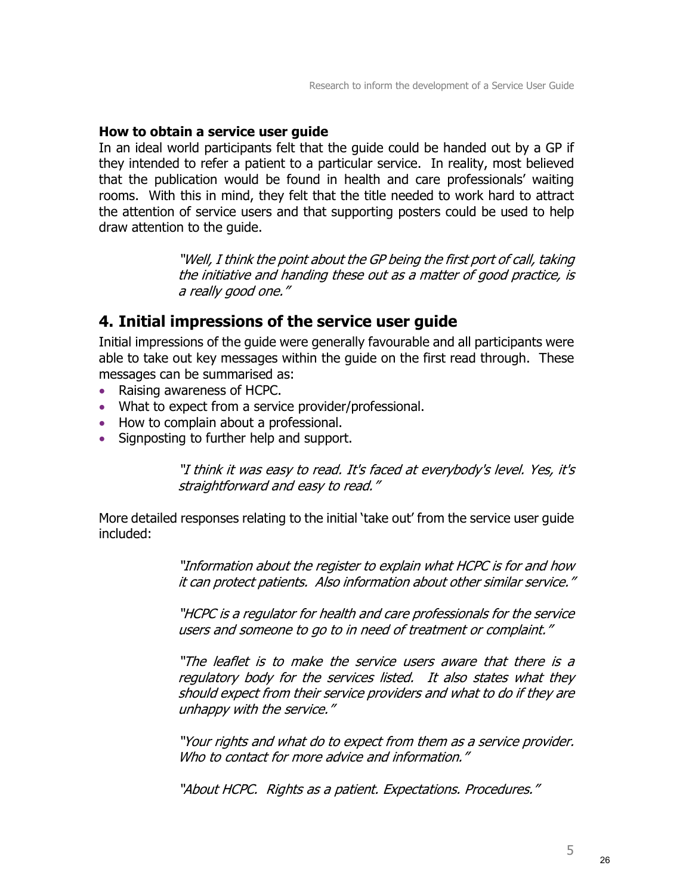**How to obtain a service user guide**

In an ideal world participants felt that the guide could be handed out by a GP if they intended to refer a patient to a particular service. In reality, most believed that the publication would be found in health and care professionals' waiting rooms. With this in mind, they felt that the title needed to work hard to attract the attention of service users and that supporting posters could be used to help draw attention to the guide.

> *"Well, I think the point about the GP being the first port of call, taking the initiative and handing these out as a matter of good practice, is a really good one."*

## 4. Initial impressions of the service user guide

Initial impressions of the guide were generally favourable and all participants were able to take out key messages within the guide on the first read through. These messages can be summarised as:

- Raising awareness of HCPC.
- What to expect from a service provider/professional.
- How to complain about a professional.
- Signposting to further help and support.

> *"I think it was easy to read. It's faced at everybody's level. Yes, it's straightforward and easy to read."*

More detailed responses relating to the initial 'take out' from the service user guide included:

> *"Information about the register to explain what HCPC is for and how it can protect patients. Also information about other similar service."*

> *"HCPC is a regulator for health and care professionals for the service users and someone to go to in need of treatment or complaint."*

> *"The leaflet is to make the service users aware that there is a regulatory body for the services listed. It also states what they should expect from their service providers and what to do if they are unhappy with the service."*

> *"Your rights and what do to expect from them as a service provider. Who to contact for more advice and information."*

> *"About HCPC. Rights as a patient. Expectations. Procedures."*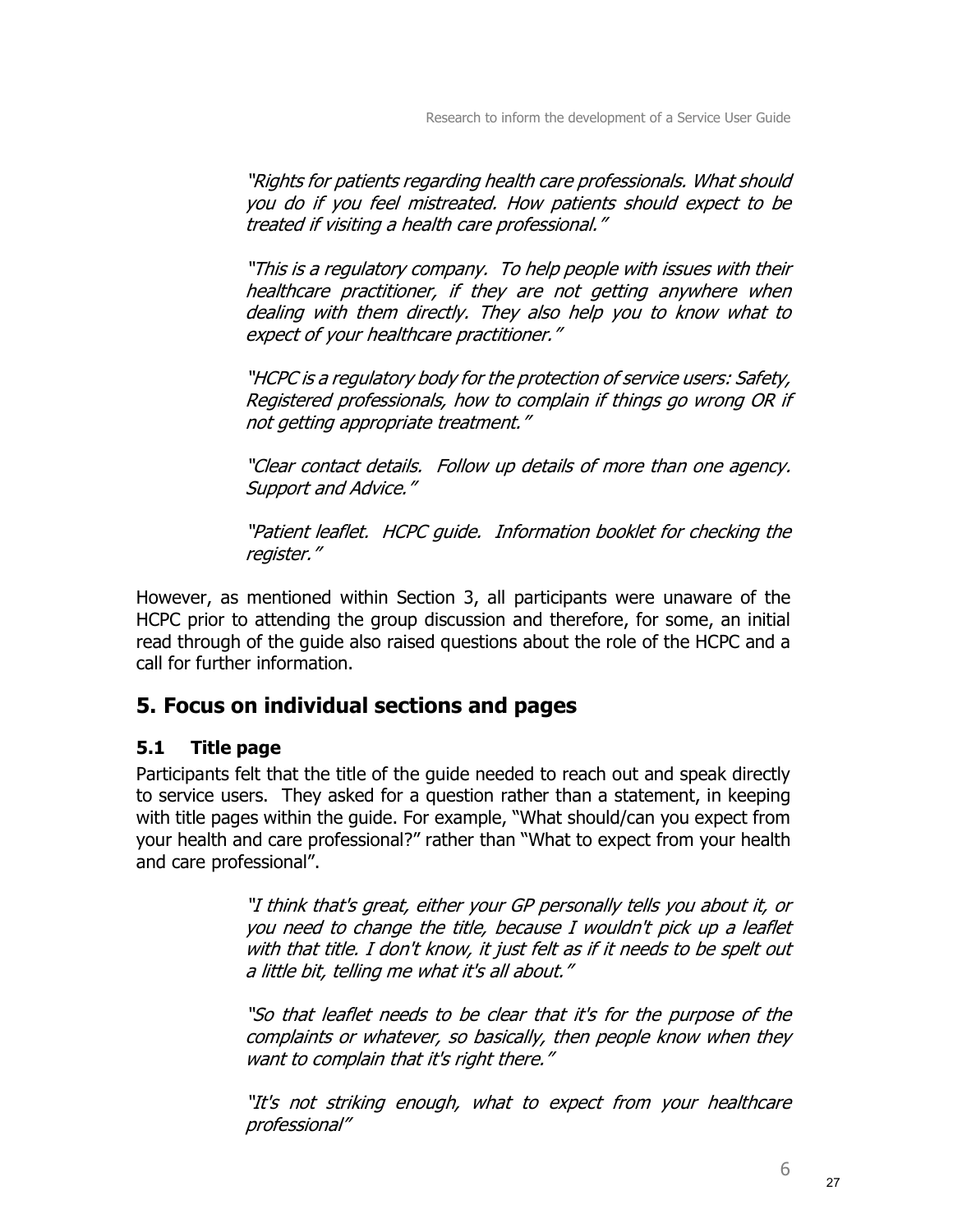> *"Rights for patients regarding health care professionals. What should you do if you feel mistreated. How patients should expect to be treated if visiting a health care professional."*

> *"This is a regulatory company. To help people with issues with their healthcare practitioner, if they are not getting anywhere when dealing with them directly. They also help you to know what to expect of your healthcare practitioner."*

> *"HCPC is a regulatory body for the protection of service users: Safety, Registered professionals, how to complain if things go wrong OR if not getting appropriate treatment."*

> *"Clear contact details. Follow up details of more than one agency. Support and Advice."*

> *"Patient leaflet. HCPC guide. Information booklet for checking the register."*

However, as mentioned within Section 3, all participants were unaware of the HCPC prior to attending the group discussion and therefore, for some, an initial read through of the guide also raised questions about the role of the HCPC and a call for further information.

## 5. Focus on individual sections and pages

### 5.1 Title page

Participants felt that the title of the guide needed to reach out and speak directly to service users. They asked for a question rather than a statement, in keeping with title pages within the guide. For example, "What should/can you expect from your health and care professional?" rather than "What to expect from your health and care professional".

> *"I think that's great, either your GP personally tells you about it, or you need to change the title, because I wouldn't pick up a leaflet with that title. I don't know, it just felt as if it needs to be spelt out a little bit, telling me what it's all about."*

> *"So that leaflet needs to be clear that it's for the purpose of the complaints or whatever, so basically, then people know when they want to complain that it's right there."*

> *"It's not striking enough, what to expect from your healthcare professional"*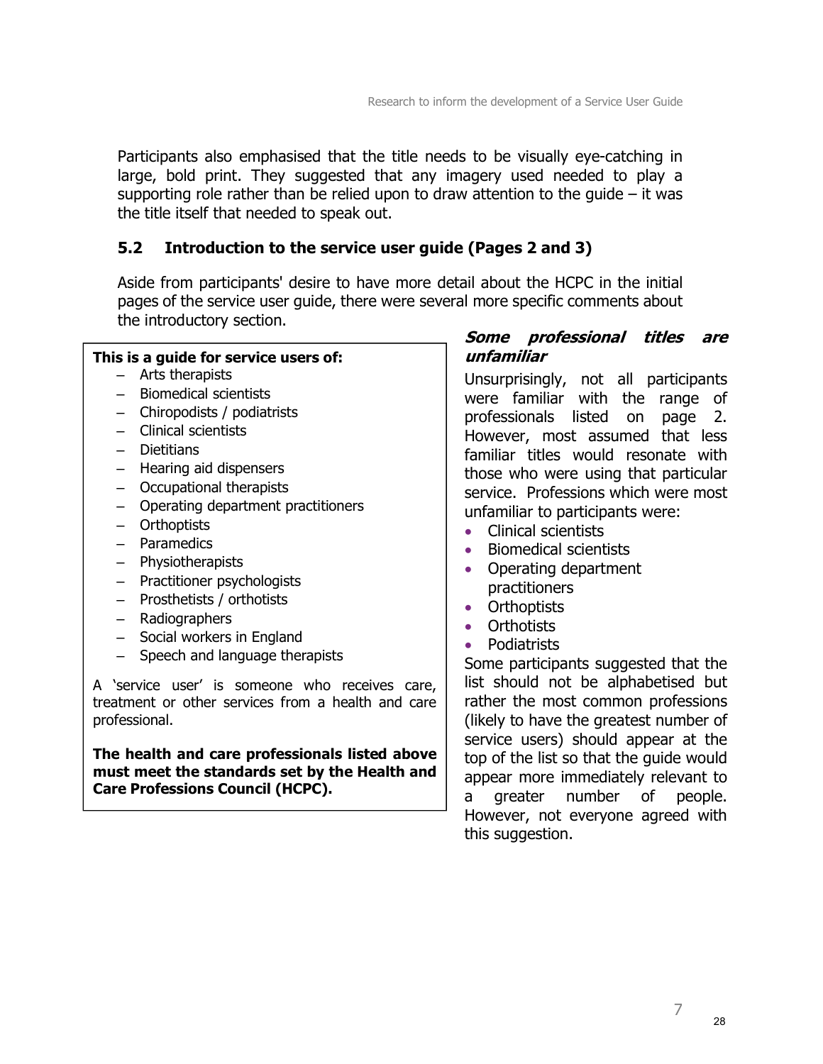Participants also emphasised that the title needs to be visually eye-catching in large, bold print. They suggested that any imagery used needed to play a supporting role rather than be relied upon to draw attention to the guide – it was the title itself that needed to speak out.

### 5.2 Introduction to the service user guide (Pages 2 and 3)

Aside from participants' desire to have more detail about the HCPC in the initial pages of the service user guide, there were several more specific comments about the introductory section.

> **This is a guide for service users of:**
> - Arts therapists
> - Biomedical scientists
> - Chiropodists / podiatrists
> - Clinical scientists
> - Dietitians
> - Hearing aid dispensers
> - Occupational therapists
> - Operating department practitioners
> - Orthoptists
> - Paramedics
> - Physiotherapists
> - Practitioner psychologists
> - Prosthetists / orthotists
> - Radiographers
> - Social workers in England
> - Speech and language therapists
>
> A 'service user' is someone who receives care, treatment or other services from a health and care professional.
>
> **The health and care professionals listed above must meet the standards set by the Health and Care Professions Council (HCPC).**

***Some professional titles are unfamiliar***

Unsurprisingly, not all participants were familiar with the range of professionals listed on page 2. However, most assumed that less familiar titles would resonate with those who were using that particular service. Professions which were most unfamiliar to participants were:

- Clinical scientists
- Biomedical scientists
- Operating department practitioners
- Orthoptists
- Orthotists
- Podiatrists

Some participants suggested that the list should not be alphabetised but rather the most common professions (likely to have the greatest number of service users) should appear at the top of the list so that the guide would appear more immediately relevant to a greater number of people. However, not everyone agreed with this suggestion.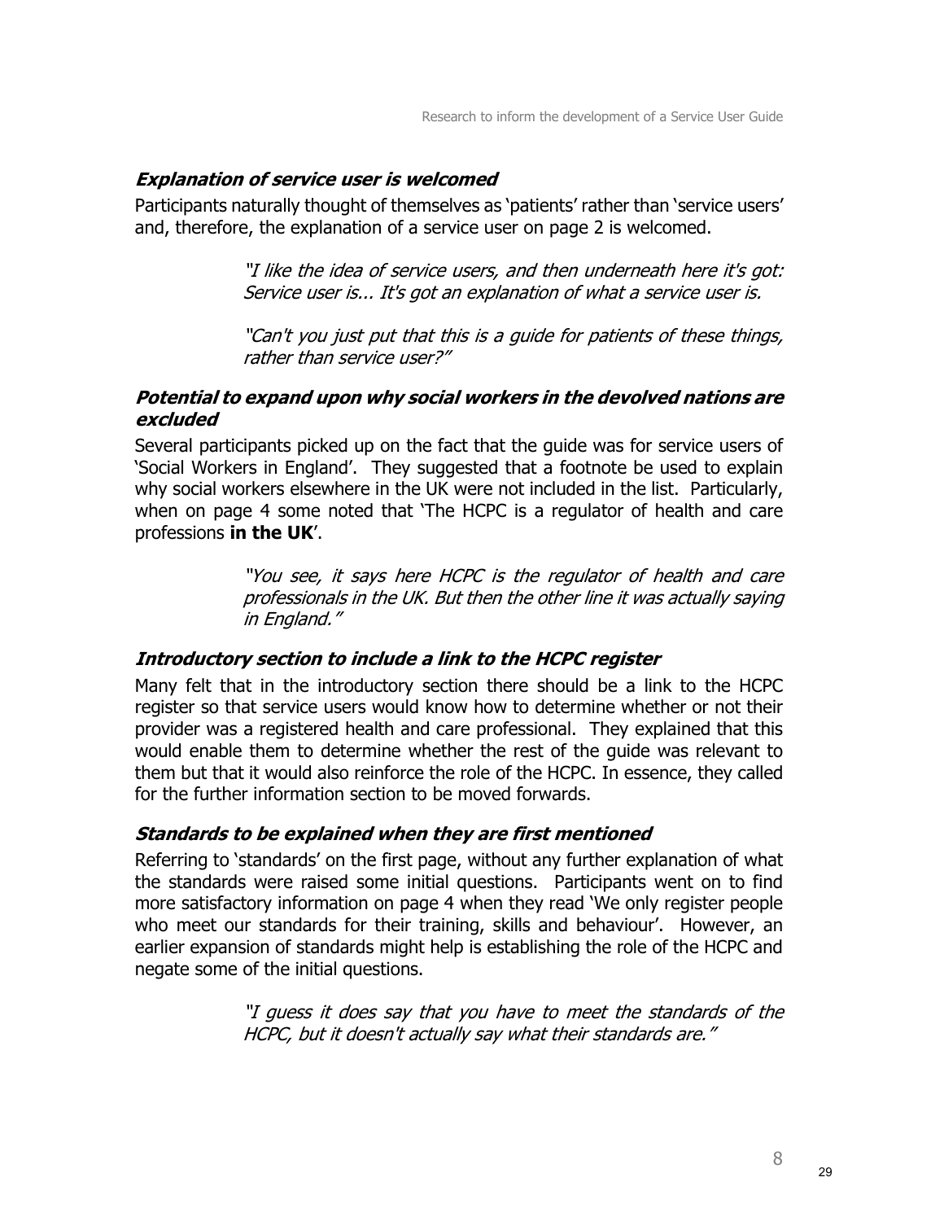### *Explanation of service user is welcomed*

Participants naturally thought of themselves as 'patients' rather than 'service users' and, therefore, the explanation of a service user on page 2 is welcomed.

> *"I like the idea of service users, and then underneath here it's got: Service user is... It's got an explanation of what a service user is.*
>
> *"Can't you just put that this is a guide for patients of these things, rather than service user?"*

### *Potential to expand upon why social workers in the devolved nations are excluded*

Several participants picked up on the fact that the guide was for service users of 'Social Workers in England'. They suggested that a footnote be used to explain why social workers elsewhere in the UK were not included in the list. Particularly, when on page 4 some noted that 'The HCPC is a regulator of health and care professions **in the UK**'.

> *"You see, it says here HCPC is the regulator of health and care professionals in the UK. But then the other line it was actually saying in England."*

### *Introductory section to include a link to the HCPC register*

Many felt that in the introductory section there should be a link to the HCPC register so that service users would know how to determine whether or not their provider was a registered health and care professional. They explained that this would enable them to determine whether the rest of the guide was relevant to them but that it would also reinforce the role of the HCPC. In essence, they called for the further information section to be moved forwards.

### *Standards to be explained when they are first mentioned*

Referring to 'standards' on the first page, without any further explanation of what the standards were raised some initial questions. Participants went on to find more satisfactory information on page 4 when they read 'We only register people who meet our standards for their training, skills and behaviour'. However, an earlier expansion of standards might help is establishing the role of the HCPC and negate some of the initial questions.

> *"I guess it does say that you have to meet the standards of the HCPC, but it doesn't actually say what their standards are."*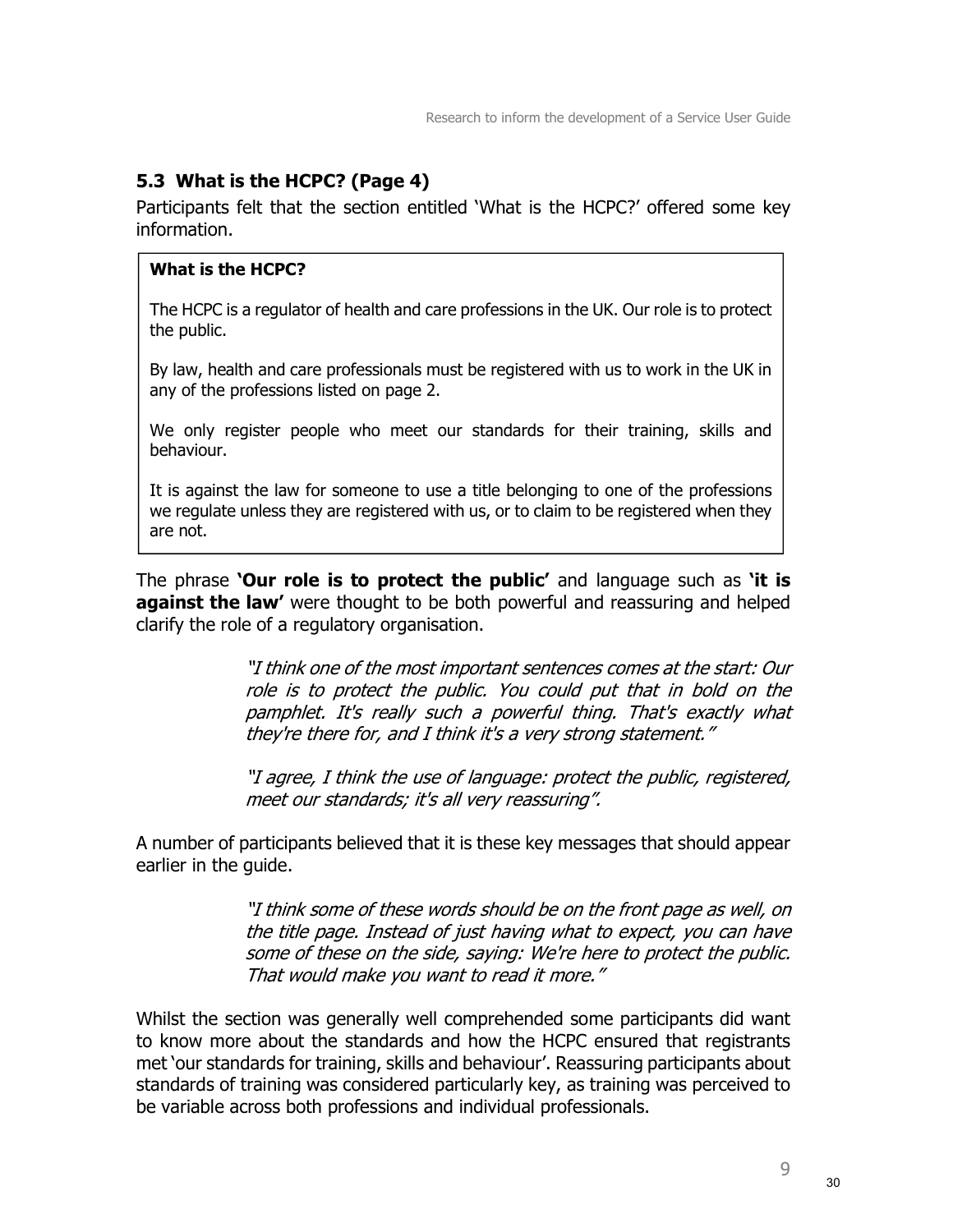## 5.3 What is the HCPC? (Page 4)

Participants felt that the section entitled 'What is the HCPC?' offered some key information.

> **What is the HCPC?**
>
> The HCPC is a regulator of health and care professions in the UK. Our role is to protect the public.
>
> By law, health and care professionals must be registered with us to work in the UK in any of the professions listed on page 2.
>
> We only register people who meet our standards for their training, skills and behaviour.
>
> It is against the law for someone to use a title belonging to one of the professions we regulate unless they are registered with us, or to claim to be registered when they are not.

The phrase **'Our role is to protect the public'** and language such as **'it is against the law'** were thought to be both powerful and reassuring and helped clarify the role of a regulatory organisation.

> *"I think one of the most important sentences comes at the start: Our role is to protect the public. You could put that in bold on the pamphlet. It's really such a powerful thing. That's exactly what they're there for, and I think it's a very strong statement."*

> *"I agree, I think the use of language: protect the public, registered, meet our standards; it's all very reassuring".*

A number of participants believed that it is these key messages that should appear earlier in the guide.

> *"I think some of these words should be on the front page as well, on the title page. Instead of just having what to expect, you can have some of these on the side, saying: We're here to protect the public. That would make you want to read it more."*

Whilst the section was generally well comprehended some participants did want to know more about the standards and how the HCPC ensured that registrants met 'our standards for training, skills and behaviour'. Reassuring participants about standards of training was considered particularly key, as training was perceived to be variable across both professions and individual professionals.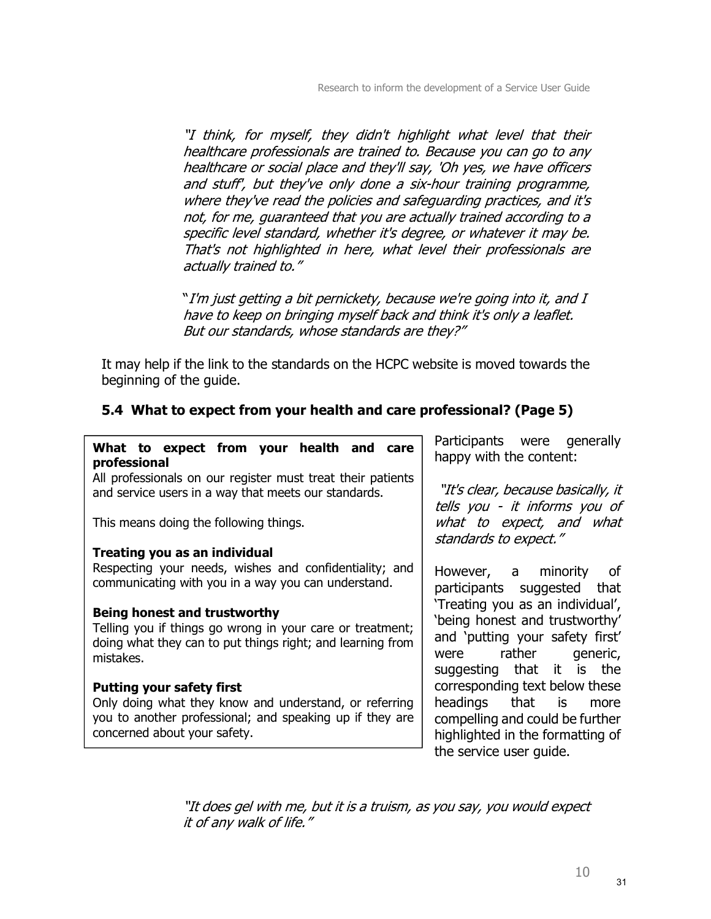*"I think, for myself, they didn't highlight what level that their healthcare professionals are trained to. Because you can go to any healthcare or social place and they'll say, 'Oh yes, we have officers and stuff', but they've only done a six-hour training programme, where they've read the policies and safeguarding practices, and it's not, for me, guaranteed that you are actually trained according to a specific level standard, whether it's degree, or whatever it may be. That's not highlighted in here, what level their professionals are actually trained to."*

*"I'm just getting a bit pernickety, because we're going into it, and I have to keep on bringing myself back and think it's only a leaflet. But our standards, whose standards are they?"*

It may help if the link to the standards on the HCPC website is moved towards the beginning of the guide.

### 5.4 What to expect from your health and care professional? (Page 5)

> **What to expect from your health and care professional**
>
> All professionals on our register must treat their patients and service users in a way that meets our standards.
>
> This means doing the following things.
>
> **Treating you as an individual**
>
> Respecting your needs, wishes and confidentiality; and communicating with you in a way you can understand.
>
> **Being honest and trustworthy**
>
> Telling you if things go wrong in your care or treatment; doing what they can to put things right; and learning from mistakes.
>
> **Putting your safety first**
>
> Only doing what they know and understand, or referring you to another professional; and speaking up if they are concerned about your safety.

Participants were generally happy with the content:

*"It's clear, because basically, it tells you - it informs you of what to expect, and what standards to expect."*

However, a minority of participants suggested that 'Treating you as an individual', 'being honest and trustworthy' and 'putting your safety first' were rather generic, suggesting that it is the corresponding text below these headings that is more compelling and could be further highlighted in the formatting of the service user guide.

*"It does gel with me, but it is a truism, as you say, you would expect it of any walk of life."*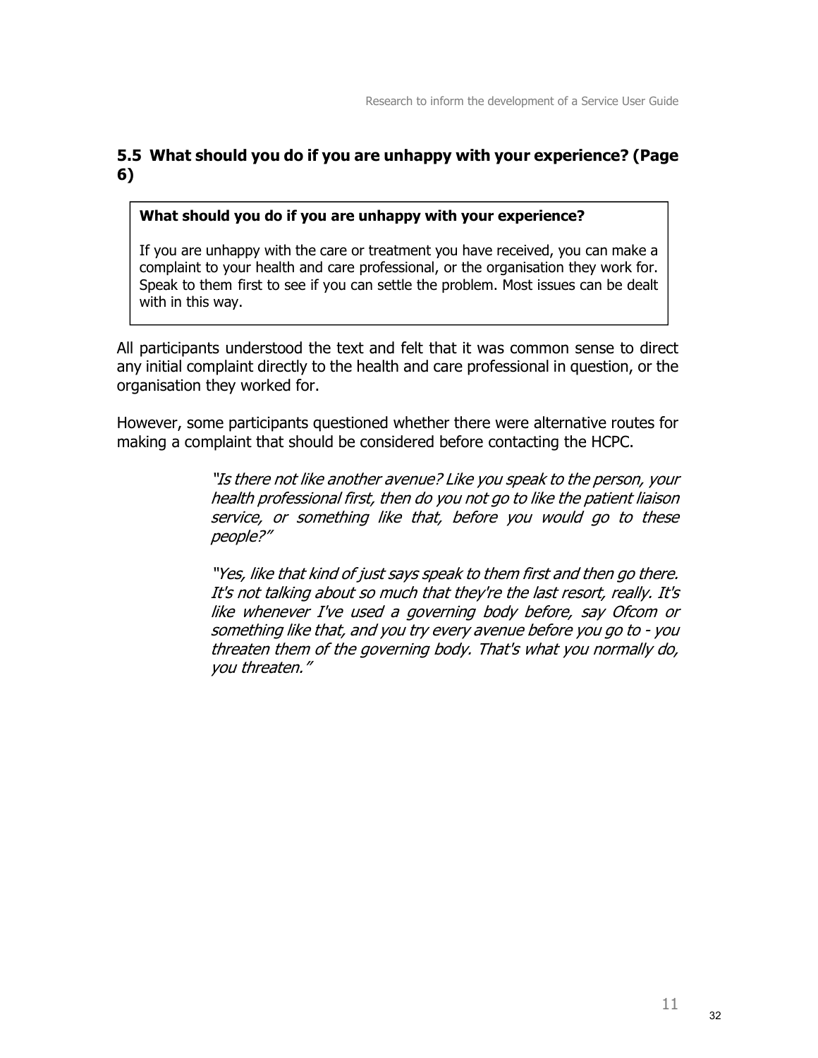## 5.5 What should you do if you are unhappy with your experience? (Page 6)

> **What should you do if you are unhappy with your experience?**
>
> If you are unhappy with the care or treatment you have received, you can make a complaint to your health and care professional, or the organisation they work for. Speak to them first to see if you can settle the problem. Most issues can be dealt with in this way.

All participants understood the text and felt that it was common sense to direct any initial complaint directly to the health and care professional in question, or the organisation they worked for.

However, some participants questioned whether there were alternative routes for making a complaint that should be considered before contacting the HCPC.

> *"Is there not like another avenue? Like you speak to the person, your health professional first, then do you not go to like the patient liaison service, or something like that, before you would go to these people?"*

> *"Yes, like that kind of just says speak to them first and then go there. It's not talking about so much that they're the last resort, really. It's like whenever I've used a governing body before, say Ofcom or something like that, and you try every avenue before you go to - you threaten them of the governing body. That's what you normally do, you threaten."*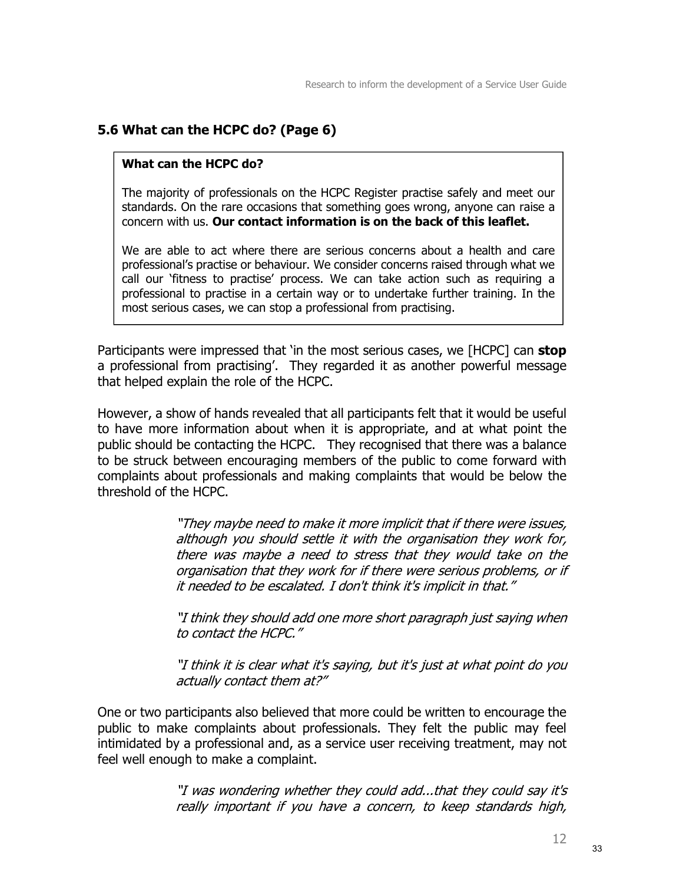## 5.6 What can the HCPC do? (Page 6)

> **What can the HCPC do?**
>
> The majority of professionals on the HCPC Register practise safely and meet our standards. On the rare occasions that something goes wrong, anyone can raise a concern with us. **Our contact information is on the back of this leaflet.**
>
> We are able to act where there are serious concerns about a health and care professional's practise or behaviour. We consider concerns raised through what we call our 'fitness to practise' process. We can take action such as requiring a professional to practise in a certain way or to undertake further training. In the most serious cases, we can stop a professional from practising.

Participants were impressed that 'in the most serious cases, we [HCPC] can **stop** a professional from practising'. They regarded it as another powerful message that helped explain the role of the HCPC.

However, a show of hands revealed that all participants felt that it would be useful to have more information about when it is appropriate, and at what point the public should be contacting the HCPC. They recognised that there was a balance to be struck between encouraging members of the public to come forward with complaints about professionals and making complaints that would be below the threshold of the HCPC.

> *"They maybe need to make it more implicit that if there were issues, although you should settle it with the organisation they work for, there was maybe a need to stress that they would take on the organisation that they work for if there were serious problems, or if it needed to be escalated. I don't think it's implicit in that."*
>
> *"I think they should add one more short paragraph just saying when to contact the HCPC."*
>
> *"I think it is clear what it's saying, but it's just at what point do you actually contact them at?"*

One or two participants also believed that more could be written to encourage the public to make complaints about professionals. They felt the public may feel intimidated by a professional and, as a service user receiving treatment, may not feel well enough to make a complaint.

> *"I was wondering whether they could add...that they could say it's really important if you have a concern, to keep standards high,*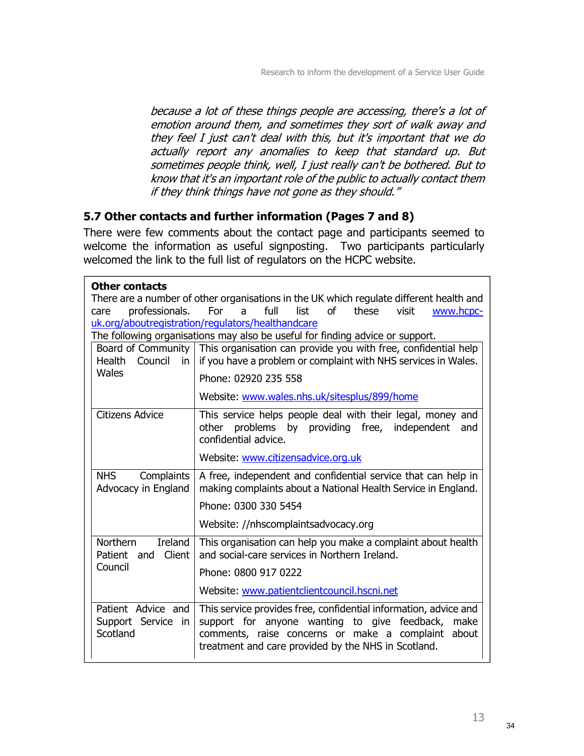*because a lot of these things people are accessing, there's a lot of emotion around them, and sometimes they sort of walk away and they feel I just can't deal with this, but it's important that we do actually report any anomalies to keep that standard up. But sometimes people think, well, I just really can't be bothered. But to know that it's an important role of the public to actually contact them if they think things have not gone as they should."*

### 5.7 Other contacts and further information (Pages 7 and 8)

There were few comments about the contact page and participants seemed to welcome the information as useful signposting. Two participants particularly welcomed the link to the full list of regulators on the HCPC website.

**Other contacts**

There are a number of other organisations in the UK which regulate different health and care professionals. For a full list of these visit www.hcpc-uk.org/aboutregistration/regulators/healthandcare

The following organisations may also be useful for finding advice or support.

| | |
|---|---|
| Board of Community Health Council in Wales | This organisation can provide you with free, confidential help if you have a problem or complaint with NHS services in Wales.<br><br>Phone: 02920 235 558<br><br>Website: www.wales.nhs.uk/sitesplus/899/home |
| Citizens Advice | This service helps people deal with their legal, money and other problems by providing free, independent and confidential advice.<br><br>Website: www.citizensadvice.org.uk |
| NHS Complaints Advocacy in England | A free, independent and confidential service that can help in making complaints about a National Health Service in England.<br><br>Phone: 0300 330 5454<br><br>Website: //nhscomplaintsadvocacy.org |
| Northern Ireland Patient and Client Council | This organisation can help you make a complaint about health and social-care services in Northern Ireland.<br><br>Phone: 0800 917 0222<br><br>Website: www.patientclientcouncil.hscni.net |
| Patient Advice and Support Service in Scotland | This service provides free, confidential information, advice and support for anyone wanting to give feedback, make comments, raise concerns or make a complaint about treatment and care provided by the NHS in Scotland. |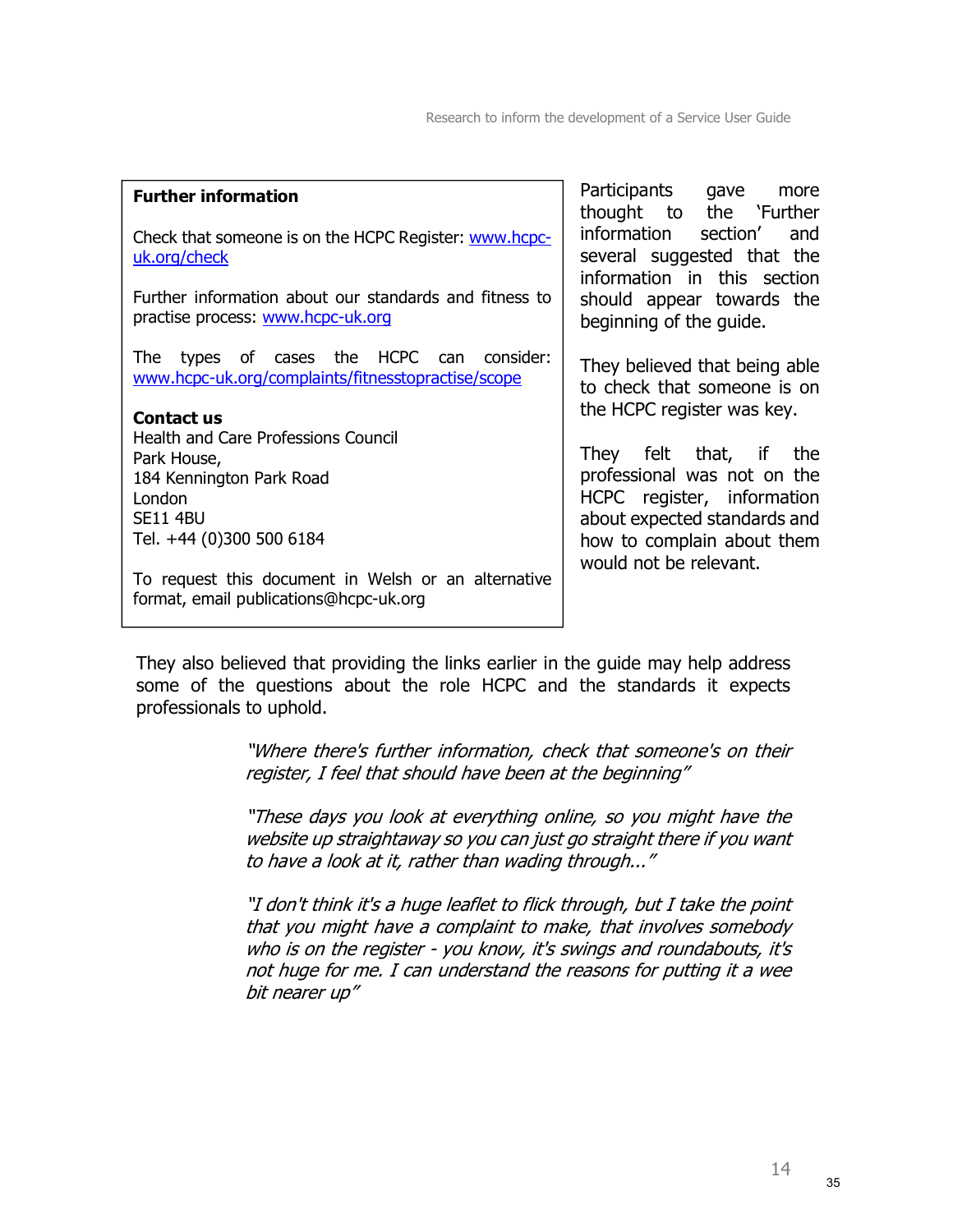> **Further information**
>
> Check that someone is on the HCPC Register: www.hcpc-uk.org/check
>
> Further information about our standards and fitness to practise process: www.hcpc-uk.org
>
> The types of cases the HCPC can consider: www.hcpc-uk.org/complaints/fitnesstopractise/scope
>
> **Contact us**
> Health and Care Professions Council
> Park House,
> 184 Kennington Park Road
> London
> SE11 4BU
> Tel. +44 (0)300 500 6184
>
> To request this document in Welsh or an alternative format, email publications@hcpc-uk.org

Participants gave more thought to the 'Further information section' and several suggested that the information in this section should appear towards the beginning of the guide.

They believed that being able to check that someone is on the HCPC register was key.

They felt that, if the professional was not on the HCPC register, information about expected standards and how to complain about them would not be relevant.

They also believed that providing the links earlier in the guide may help address some of the questions about the role HCPC and the standards it expects professionals to uphold.

> *"Where there's further information, check that someone's on their register, I feel that should have been at the beginning"*

> *"These days you look at everything online, so you might have the website up straightaway so you can just go straight there if you want to have a look at it, rather than wading through..."*

> *"I don't think it's a huge leaflet to flick through, but I take the point that you might have a complaint to make, that involves somebody who is on the register - you know, it's swings and roundabouts, it's not huge for me. I can understand the reasons for putting it a wee bit nearer up"*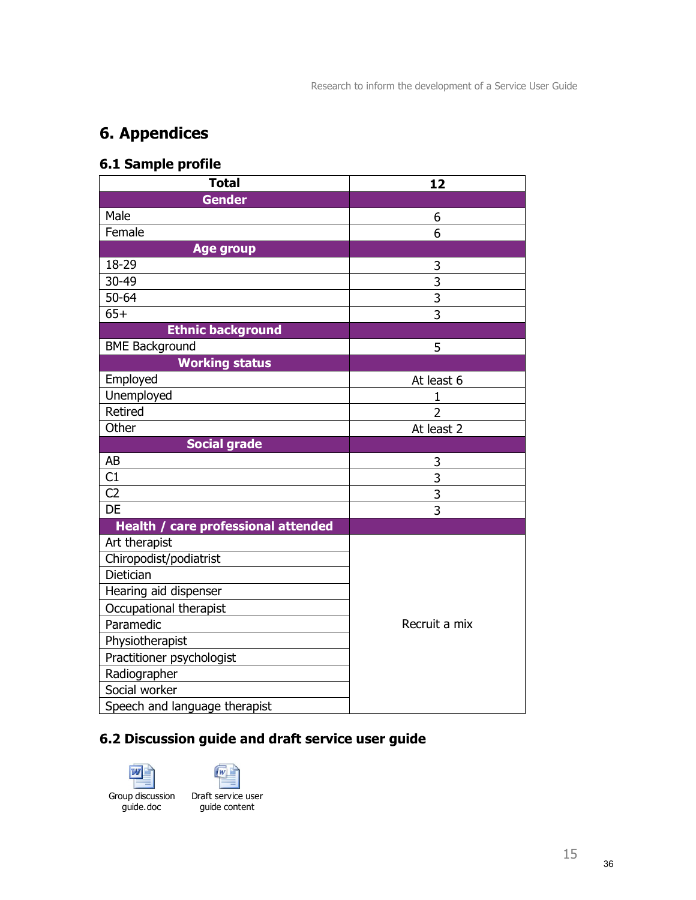# 6. Appendices

## 6.1 Sample profile

| Total | 12 |
|---|---|
| **Gender** | |
| Male | 6 |
| Female | 6 |
| **Age group** | |
| 18-29 | 3 |
| 30-49 | 3 |
| 50-64 | 3 |
| 65+ | 3 |
| **Ethnic background** | |
| BME Background | 5 |
| **Working status** | |
| Employed | At least 6 |
| Unemployed | 1 |
| Retired | 2 |
| Other | At least 2 |
| **Social grade** | |
| AB | 3 |
| C1 | 3 |
| C2 | 3 |
| DE | 3 |
| **Health / care professional attended** | |
| Art therapist | Recruit a mix |
| Chiropodist/podiatrist | |
| Dietician | |
| Hearing aid dispenser | |
| Occupational therapist | |
| Paramedic | |
| Physiotherapist | |
| Practitioner psychologist | |
| Radiographer | |
| Social worker | |
| Speech and language therapist | |

## 6.2 Discussion guide and draft service user guide

Group discussion guide.doc

Draft service user guide content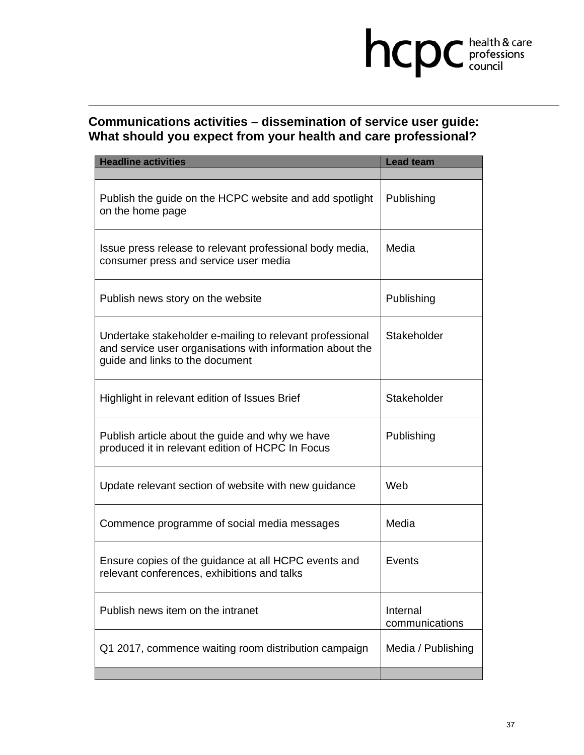**Communications activities – dissemination of service user guide: What should you expect from your health and care professional?**

| Headline activities | Lead team |
|---|---|
| | |
| Publish the guide on the HCPC website and add spotlight on the home page | Publishing |
| Issue press release to relevant professional body media, consumer press and service user media | Media |
| Publish news story on the website | Publishing |
| Undertake stakeholder e-mailing to relevant professional and service user organisations with information about the guide and links to the document | Stakeholder |
| Highlight in relevant edition of Issues Brief | Stakeholder |
| Publish article about the guide and why we have produced it in relevant edition of HCPC In Focus | Publishing |
| Update relevant section of website with new guidance | Web |
| Commence programme of social media messages | Media |
| Ensure copies of the guidance at all HCPC events and relevant conferences, exhibitions and talks | Events |
| Publish news item on the intranet | Internal communications |
| Q1 2017, commence waiting room distribution campaign | Media / Publishing |
| | |